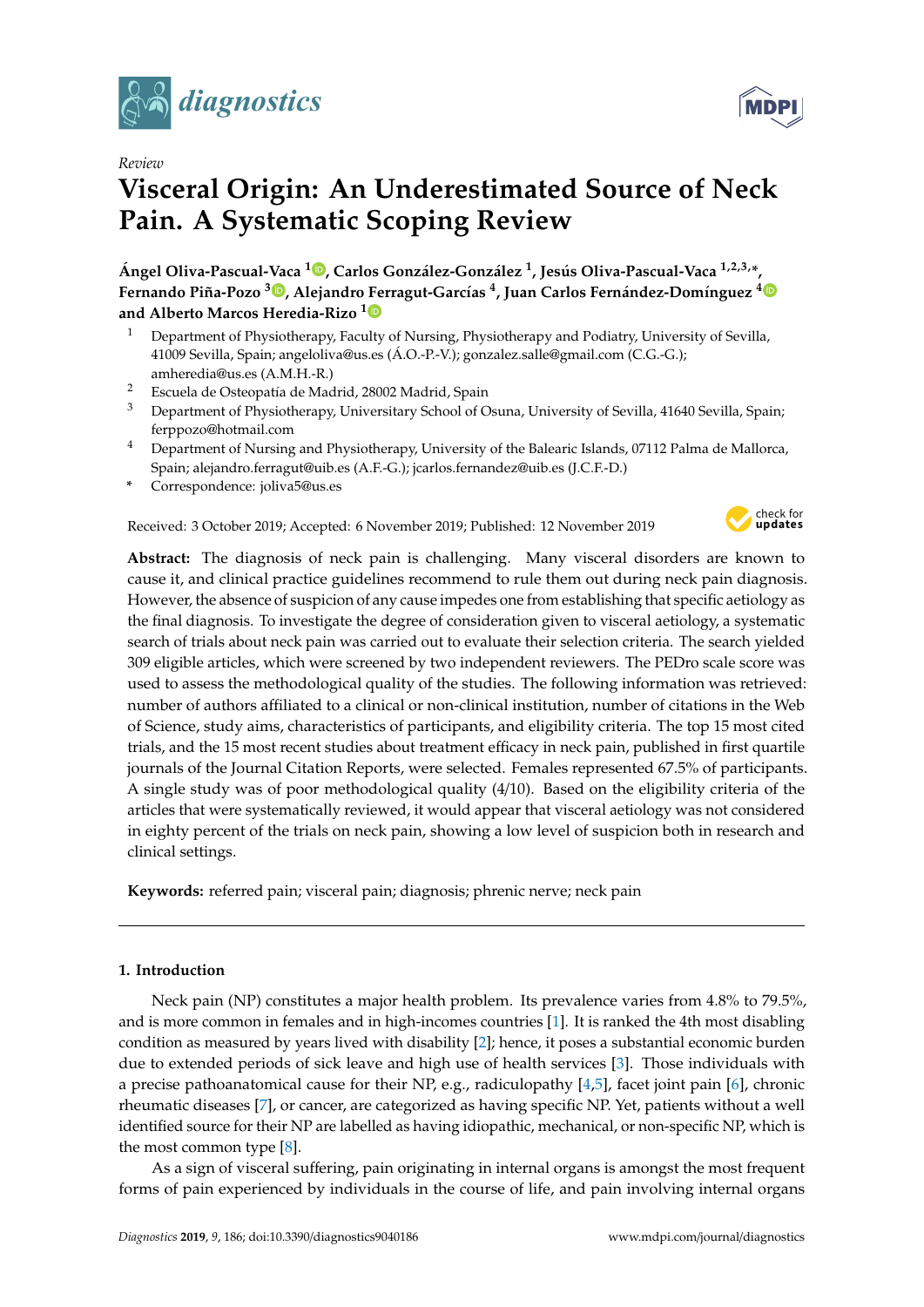*Review*

# Visceral Origin: An Underestimated Source of Neck Pain. A Systematic Scoping Review

**Ángel Oliva-Pascual-Vaca [1], Carlos González-González [1], Jesús Oliva-Pascual-Vaca [1,2,3,*], Fernando Piña-Pozo [3], Alejandro Ferragut-Garcías [4], Juan Carlos Fernández-Domínguez [4] and Alberto Marcos Heredia-Rizo [1]**

1. Department of Physiotherapy, Faculty of Nursing, Physiotherapy and Podiatry, University of Sevilla, 41009 Sevilla, Spain; angeloliva@us.es (Á.O.-P.-V.); gonzalez.salle@gmail.com (C.G.-G.); amheredia@us.es (A.M.H.-R.)
2. Escuela de Osteopatía de Madrid, 28002 Madrid, Spain
3. Department of Physiotherapy, Universitary School of Osuna, University of Sevilla, 41640 Sevilla, Spain; ferppozo@hotmail.com
4. Department of Nursing and Physiotherapy, University of the Balearic Islands, 07112 Palma de Mallorca, Spain; alejandro.ferragut@uib.es (A.F.-G.); jcarlos.fernandez@uib.es (J.C.F.-D.)

\* Correspondence: joliva5@us.es

Received: 3 October 2019; Accepted: 6 November 2019; Published: 12 November 2019

**Abstract:** The diagnosis of neck pain is challenging. Many visceral disorders are known to cause it, and clinical practice guidelines recommend to rule them out during neck pain diagnosis. However, the absence of suspicion of any cause impedes one from establishing that specific aetiology as the final diagnosis. To investigate the degree of consideration given to visceral aetiology, a systematic search of trials about neck pain was carried out to evaluate their selection criteria. The search yielded 309 eligible articles, which were screened by two independent reviewers. The PEDro scale score was used to assess the methodological quality of the studies. The following information was retrieved: number of authors affiliated to a clinical or non-clinical institution, number of citations in the Web of Science, study aims, characteristics of participants, and eligibility criteria. The top 15 most cited trials, and the 15 most recent studies about treatment efficacy in neck pain, published in first quartile journals of the Journal Citation Reports, were selected. Females represented 67.5% of participants. A single study was of poor methodological quality (4/10). Based on the eligibility criteria of the articles that were systematically reviewed, it would appear that visceral aetiology was not considered in eighty percent of the trials on neck pain, showing a low level of suspicion both in research and clinical settings.

**Keywords:** referred pain; visceral pain; diagnosis; phrenic nerve; neck pain

## 1. Introduction

Neck pain (NP) constitutes a major health problem. Its prevalence varies from 4.8% to 79.5%, and is more common in females and in high-incomes countries [1]. It is ranked the 4th most disabling condition as measured by years lived with disability [2]; hence, it poses a substantial economic burden due to extended periods of sick leave and high use of health services [3]. Those individuals with a precise pathoanatomical cause for their NP, e.g., radiculopathy [4,5], facet joint pain [6], chronic rheumatic diseases [7], or cancer, are categorized as having specific NP. Yet, patients without a well identified source for their NP are labelled as having idiopathic, mechanical, or non-specific NP, which is the most common type [8].

As a sign of visceral suffering, pain originating in internal organs is amongst the most frequent forms of pain experienced by individuals in the course of life, and pain involving internal organs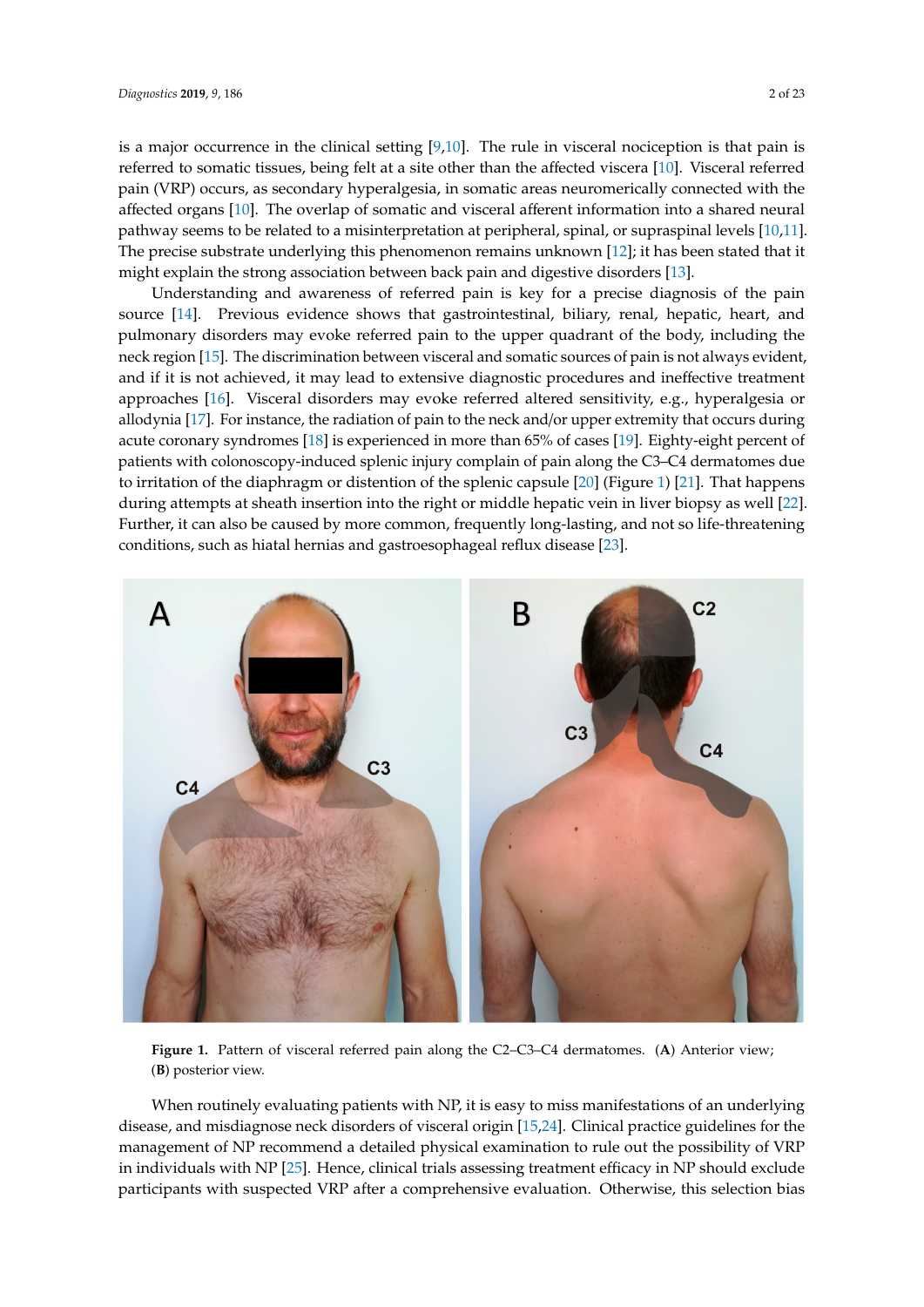is a major occurrence in the clinical setting [9,10]. The rule in visceral nociception is that pain is referred to somatic tissues, being felt at a site other than the affected viscera [10]. Visceral referred pain (VRP) occurs, as secondary hyperalgesia, in somatic areas neuromerically connected with the affected organs [10]. The overlap of somatic and visceral afferent information into a shared neural pathway seems to be related to a misinterpretation at peripheral, spinal, or supraspinal levels [10,11]. The precise substrate underlying this phenomenon remains unknown [12]; it has been stated that it might explain the strong association between back pain and digestive disorders [13].

Understanding and awareness of referred pain is key for a precise diagnosis of the pain source [14]. Previous evidence shows that gastrointestinal, biliary, renal, hepatic, heart, and pulmonary disorders may evoke referred pain to the upper quadrant of the body, including the neck region [15]. The discrimination between visceral and somatic sources of pain is not always evident, and if it is not achieved, it may lead to extensive diagnostic procedures and ineffective treatment approaches [16]. Visceral disorders may evoke referred altered sensitivity, e.g., hyperalgesia or allodynia [17]. For instance, the radiation of pain to the neck and/or upper extremity that occurs during acute coronary syndromes [18] is experienced in more than 65% of cases [19]. Eighty-eight percent of patients with colonoscopy-induced splenic injury complain of pain along the C3–C4 dermatomes due to irritation of the diaphragm or distention of the splenic capsule [20] (Figure 1) [21]. That happens during attempts at sheath insertion into the right or middle hepatic vein in liver biopsy as well [22]. Further, it can also be caused by more common, frequently long-lasting, and not so life-threatening conditions, such as hiatal hernias and gastroesophageal reflux disease [23].

**Figure 1.** Pattern of visceral referred pain along the C2–C3–C4 dermatomes. (**A**) Anterior view; (**B**) posterior view.

When routinely evaluating patients with NP, it is easy to miss manifestations of an underlying disease, and misdiagnose neck disorders of visceral origin [15,24]. Clinical practice guidelines for the management of NP recommend a detailed physical examination to rule out the possibility of VRP in individuals with NP [25]. Hence, clinical trials assessing treatment efficacy in NP should exclude participants with suspected VRP after a comprehensive evaluation. Otherwise, this selection bias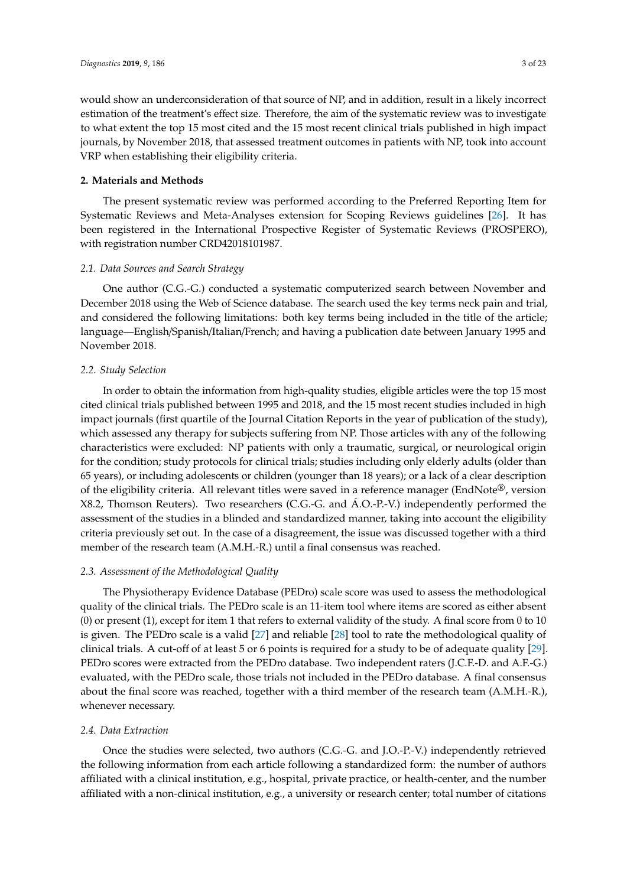would show an underconsideration of that source of NP, and in addition, result in a likely incorrect estimation of the treatment's effect size. Therefore, the aim of the systematic review was to investigate to what extent the top 15 most cited and the 15 most recent clinical trials published in high impact journals, by November 2018, that assessed treatment outcomes in patients with NP, took into account VRP when establishing their eligibility criteria.

## 2. Materials and Methods

The present systematic review was performed according to the Preferred Reporting Item for Systematic Reviews and Meta-Analyses extension for Scoping Reviews guidelines [26]. It has been registered in the International Prospective Register of Systematic Reviews (PROSPERO), with registration number CRD42018101987.

### *2.1. Data Sources and Search Strategy*

One author (C.G.-G.) conducted a systematic computerized search between November and December 2018 using the Web of Science database. The search used the key terms neck pain and trial, and considered the following limitations: both key terms being included in the title of the article; language—English/Spanish/Italian/French; and having a publication date between January 1995 and November 2018.

### *2.2. Study Selection*

In order to obtain the information from high-quality studies, eligible articles were the top 15 most cited clinical trials published between 1995 and 2018, and the 15 most recent studies included in high impact journals (first quartile of the Journal Citation Reports in the year of publication of the study), which assessed any therapy for subjects suffering from NP. Those articles with any of the following characteristics were excluded: NP patients with only a traumatic, surgical, or neurological origin for the condition; study protocols for clinical trials; studies including only elderly adults (older than 65 years), or including adolescents or children (younger than 18 years); or a lack of a clear description of the eligibility criteria. All relevant titles were saved in a reference manager (EndNote®, version X8.2, Thomson Reuters). Two researchers (C.G.-G. and Á.O.-P.-V.) independently performed the assessment of the studies in a blinded and standardized manner, taking into account the eligibility criteria previously set out. In the case of a disagreement, the issue was discussed together with a third member of the research team (A.M.H.-R.) until a final consensus was reached.

### *2.3. Assessment of the Methodological Quality*

The Physiotherapy Evidence Database (PEDro) scale score was used to assess the methodological quality of the clinical trials. The PEDro scale is an 11-item tool where items are scored as either absent (0) or present (1), except for item 1 that refers to external validity of the study. A final score from 0 to 10 is given. The PEDro scale is a valid [27] and reliable [28] tool to rate the methodological quality of clinical trials. A cut-off of at least 5 or 6 points is required for a study to be of adequate quality [29]. PEDro scores were extracted from the PEDro database. Two independent raters (J.C.F.-D. and A.F.-G.) evaluated, with the PEDro scale, those trials not included in the PEDro database. A final consensus about the final score was reached, together with a third member of the research team (A.M.H.-R.), whenever necessary.

### *2.4. Data Extraction*

Once the studies were selected, two authors (C.G.-G. and J.O.-P.-V.) independently retrieved the following information from each article following a standardized form: the number of authors affiliated with a clinical institution, e.g., hospital, private practice, or health-center, and the number affiliated with a non-clinical institution, e.g., a university or research center; total number of citations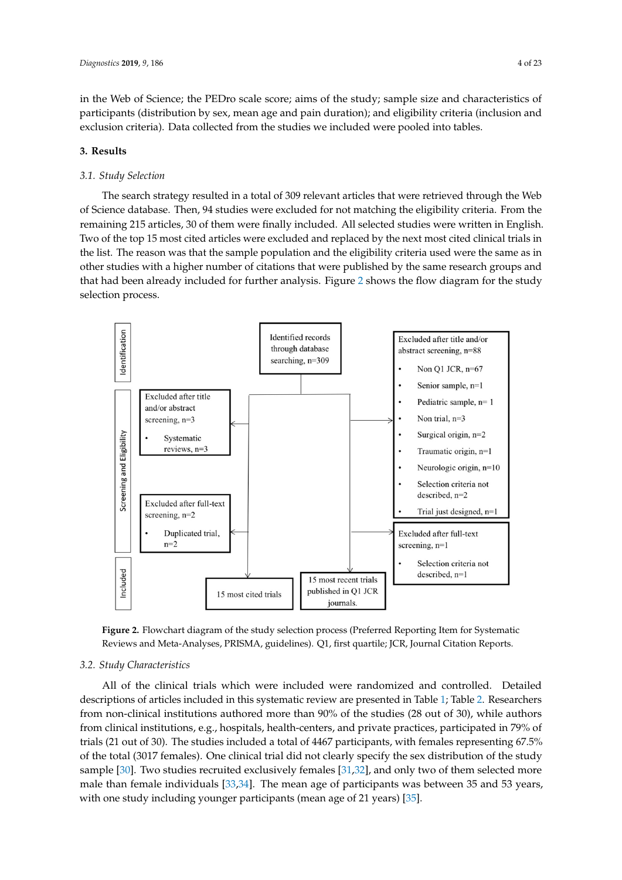in the Web of Science; the PEDro scale score; aims of the study; sample size and characteristics of participants (distribution by sex, mean age and pain duration); and eligibility criteria (inclusion and exclusion criteria). Data collected from the studies we included were pooled into tables.

## 3. Results

### 3.1. Study Selection

The search strategy resulted in a total of 309 relevant articles that were retrieved through the Web of Science database. Then, 94 studies were excluded for not matching the eligibility criteria. From the remaining 215 articles, 30 of them were finally included. All selected studies were written in English. Two of the top 15 most cited articles were excluded and replaced by the next most cited clinical trials in the list. The reason was that the sample population and the eligibility criteria used were the same as in other studies with a higher number of citations that were published by the same research groups and that had been already included for further analysis. Figure 2 shows the flow diagram for the study selection process.

Identification

Identified records through database searching, n=309

Screening and Eligibility

Excluded after title and/or abstract screening, n=3
- Systematic reviews, n=3

Excluded after title and/or abstract screening, n=88
- Non Q1 JCR, n=67
- Senior sample, n=1
- Pediatric sample, n= 1
- Non trial, n=3
- Surgical origin, n=2
- Traumatic origin, n=1
- Neurologic origin, n=10
- Selection criteria not described, n=2
- Trial just designed, n=1

Excluded after full-text screening, n=2
- Duplicated trial, n=2

Excluded after full-text screening, n=1
- Selection criteria not described, n=1

Included

15 most cited trials

15 most recent trials published in Q1 JCR journals.

**Figure 2.** Flowchart diagram of the study selection process (Preferred Reporting Item for Systematic Reviews and Meta-Analyses, PRISMA, guidelines). Q1, first quartile; JCR, Journal Citation Reports.

### 3.2. Study Characteristics

All of the clinical trials which were included were randomized and controlled. Detailed descriptions of articles included in this systematic review are presented in Table 1; Table 2. Researchers from non-clinical institutions authored more than 90% of the studies (28 out of 30), while authors from clinical institutions, e.g., hospitals, health-centers, and private practices, participated in 79% of trials (21 out of 30). The studies included a total of 4467 participants, with females representing 67.5% of the total (3017 females). One clinical trial did not clearly specify the sex distribution of the study sample [30]. Two studies recruited exclusively females [31,32], and only two of them selected more male than female individuals [33,34]. The mean age of participants was between 35 and 53 years, with one study including younger participants (mean age of 21 years) [35].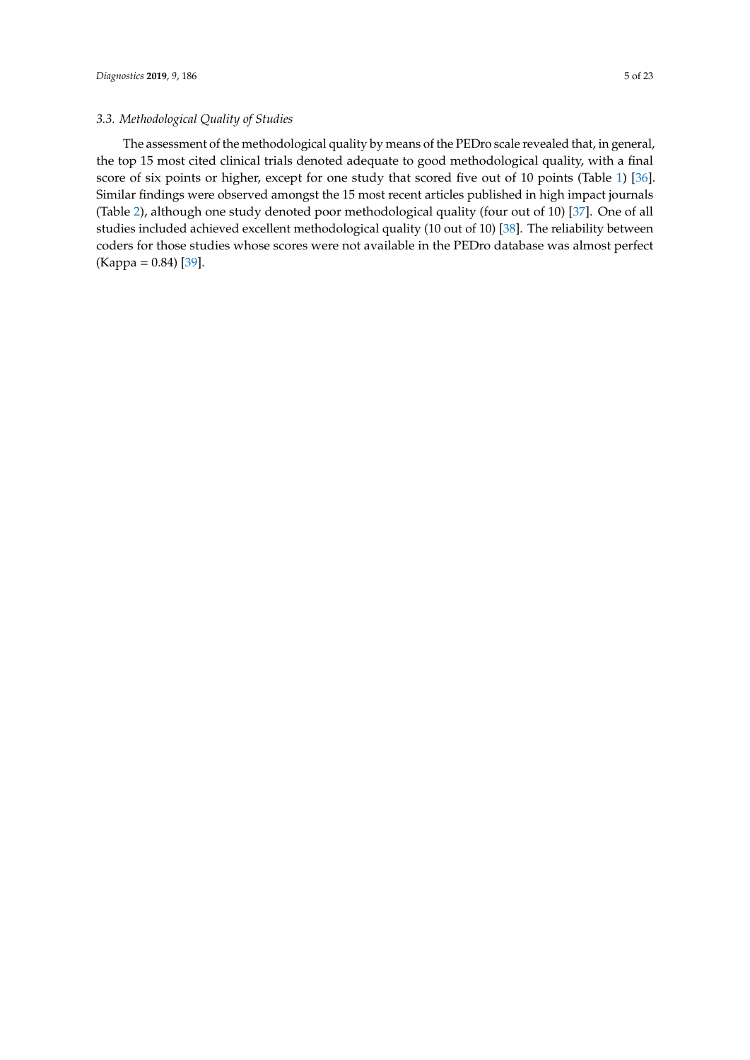### 3.3. Methodological Quality of Studies

The assessment of the methodological quality by means of the PEDro scale revealed that, in general, the top 15 most cited clinical trials denoted adequate to good methodological quality, with a final score of six points or higher, except for one study that scored five out of 10 points (Table 1) [36]. Similar findings were observed amongst the 15 most recent articles published in high impact journals (Table 2), although one study denoted poor methodological quality (four out of 10) [37]. One of all studies included achieved excellent methodological quality (10 out of 10) [38]. The reliability between coders for those studies whose scores were not available in the PEDro database was almost perfect (Kappa = 0.84) [39].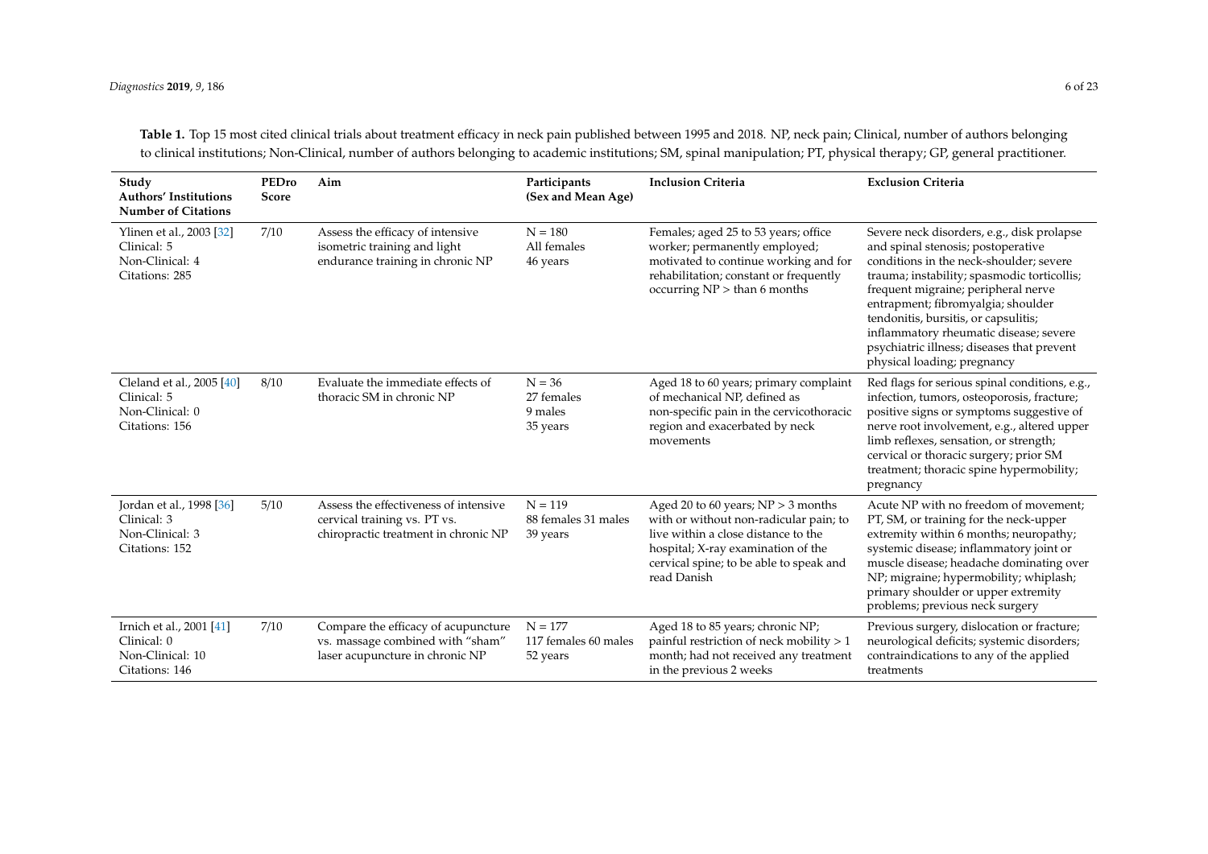**Table 1.** Top 15 most cited clinical trials about treatment efficacy in neck pain published between 1995 and 2018. NP, neck pain; Clinical, number of authors belonging to clinical institutions; Non-Clinical, number of authors belonging to academic institutions; SM, spinal manipulation; PT, physical therapy; GP, general practitioner.

| Study<br>Authors' Institutions<br>Number of Citations | PEDro Score | Aim | Participants<br>(Sex and Mean Age) | Inclusion Criteria | Exclusion Criteria |
|---|---|---|---|---|---|
| Ylinen et al., 2003 [32]<br>Clinical: 5<br>Non-Clinical: 4<br>Citations: 285 | 7/10 | Assess the efficacy of intensive isometric training and light endurance training in chronic NP | N = 180<br>All females<br>46 years | Females; aged 25 to 53 years; office worker; permanently employed; motivated to continue working and for rehabilitation; constant or frequently occurring NP > than 6 months | Severe neck disorders, e.g., disk prolapse and spinal stenosis; postoperative conditions in the neck-shoulder; severe trauma; instability; spasmodic torticollis; frequent migraine; peripheral nerve entrapment; fibromyalgia; shoulder tendonitis, bursitis, or capsulitis; inflammatory rheumatic disease; severe psychiatric illness; diseases that prevent physical loading; pregnancy |
| Cleland et al., 2005 [40]<br>Clinical: 5<br>Non-Clinical: 0<br>Citations: 156 | 8/10 | Evaluate the immediate effects of thoracic SM in chronic NP | N = 36<br>27 females<br>9 males<br>35 years | Aged 18 to 60 years; primary complaint of mechanical NP, defined as non-specific pain in the cervicothoracic region and exacerbated by neck movements | Red flags for serious spinal conditions, e.g., infection, tumors, osteoporosis, fracture; positive signs or symptoms suggestive of nerve root involvement, e.g., altered upper limb reflexes, sensation, or strength; cervical or thoracic surgery; prior SM treatment; thoracic spine hypermobility; pregnancy |
| Jordan et al., 1998 [36]<br>Clinical: 3<br>Non-Clinical: 3<br>Citations: 152 | 5/10 | Assess the effectiveness of intensive cervical training vs. PT vs. chiropractic treatment in chronic NP | N = 119<br>88 females 31 males<br>39 years | Aged 20 to 60 years; NP > 3 months with or without non-radicular pain; to live within a close distance to the hospital; X-ray examination of the cervical spine; to be able to speak and read Danish | Acute NP with no freedom of movement; PT, SM, or training for the neck-upper extremity within 6 months; neuropathy; systemic disease; inflammatory joint or muscle disease; headache dominating over NP; migraine; hypermobility; whiplash; primary shoulder or upper extremity problems; previous neck surgery |
| Irnich et al., 2001 [41]<br>Clinical: 0<br>Non-Clinical: 10<br>Citations: 146 | 7/10 | Compare the efficacy of acupuncture vs. massage combined with "sham" laser acupuncture in chronic NP | N = 177<br>117 females 60 males<br>52 years | Aged 18 to 85 years; chronic NP; painful restriction of neck mobility > 1 month; had not received any treatment in the previous 2 weeks | Previous surgery, dislocation or fracture; neurological deficits; systemic disorders; contraindications to any of the applied treatments |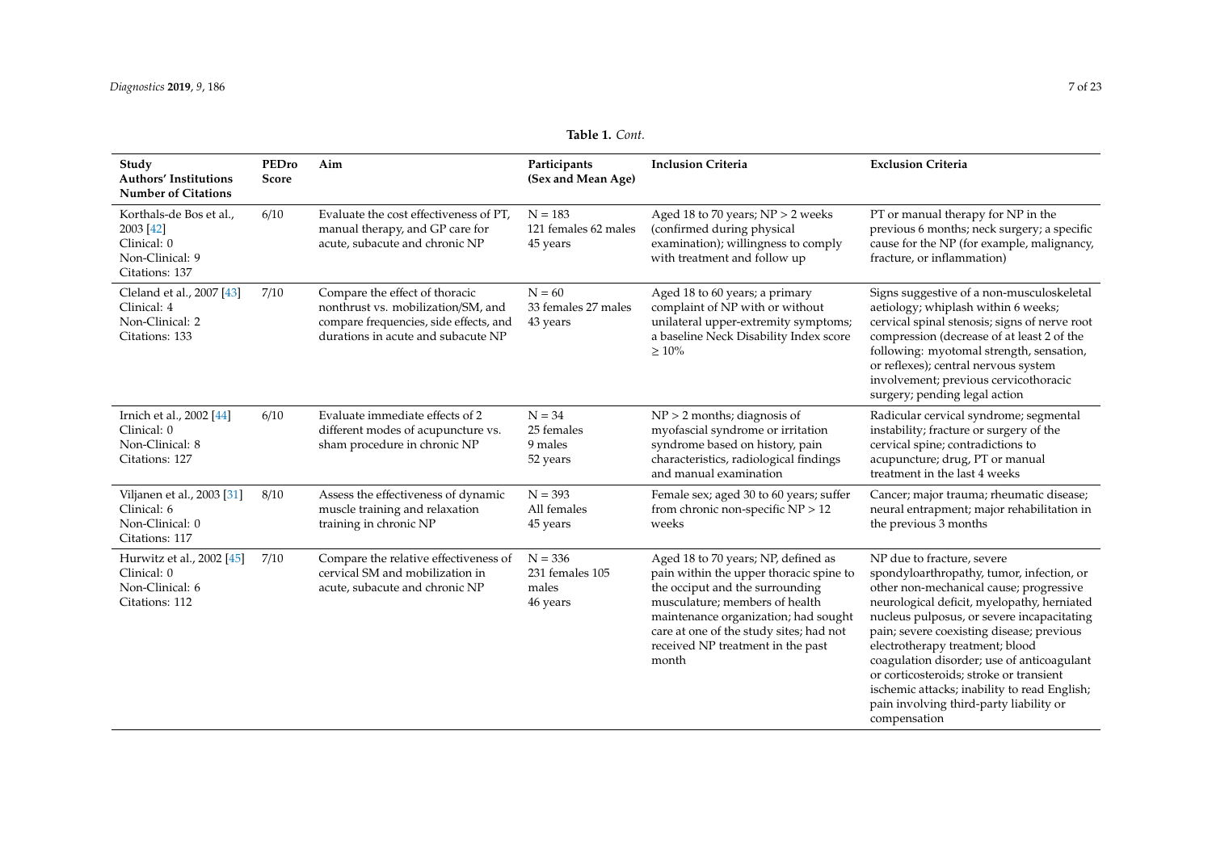**Table 1.** *Cont.*

| Study Authors' Institutions Number of Citations | PEDro Score | Aim | Participants (Sex and Mean Age) | Inclusion Criteria | Exclusion Criteria |
|---|---|---|---|---|---|
| Korthals-de Bos et al., 2003 [42] Clinical: 0 Non-Clinical: 9 Citations: 137 | 6/10 | Evaluate the cost effectiveness of PT, manual therapy, and GP care for acute, subacute and chronic NP | N = 183 121 females 62 males 45 years | Aged 18 to 70 years; NP > 2 weeks (confirmed during physical examination); willingness to comply with treatment and follow up | PT or manual therapy for NP in the previous 6 months; neck surgery; a specific cause for the NP (for example, malignancy, fracture, or inflammation) |
| Cleland et al., 2007 [43] Clinical: 4 Non-Clinical: 2 Citations: 133 | 7/10 | Compare the effect of thoracic nonthrust vs. mobilization/SM, and compare frequencies, side effects, and durations in acute and subacute NP | N = 60 33 females 27 males 43 years | Aged 18 to 60 years; a primary complaint of NP with or without unilateral upper-extremity symptoms; a baseline Neck Disability Index score ≥ 10% | Signs suggestive of a non-musculoskeletal aetiology; whiplash within 6 weeks; cervical spinal stenosis; signs of nerve root compression (decrease of at least 2 of the following: myotomal strength, sensation, or reflexes); central nervous system involvement; previous cervicothoracic surgery; pending legal action |
| Irnich et al., 2002 [44] Clinical: 0 Non-Clinical: 8 Citations: 127 | 6/10 | Evaluate immediate effects of 2 different modes of acupuncture vs. sham procedure in chronic NP | N = 34 25 females 9 males 52 years | NP > 2 months; diagnosis of myofascial syndrome or irritation syndrome based on history, pain characteristics, radiological findings and manual examination | Radicular cervical syndrome; segmental instability; fracture or surgery of the cervical spine; contradictions to acupuncture; drug, PT or manual treatment in the last 4 weeks |
| Viljanen et al., 2003 [31] Clinical: 6 Non-Clinical: 0 Citations: 117 | 8/10 | Assess the effectiveness of dynamic muscle training and relaxation training in chronic NP | N = 393 All females 45 years | Female sex; aged 30 to 60 years; suffer from chronic non-specific NP > 12 weeks | Cancer; major trauma; rheumatic disease; neural entrapment; major rehabilitation in the previous 3 months |
| Hurwitz et al., 2002 [45] Clinical: 0 Non-Clinical: 6 Citations: 112 | 7/10 | Compare the relative effectiveness of cervical SM and mobilization in acute, subacute and chronic NP | N = 336 231 females 105 males 46 years | Aged 18 to 70 years; NP, defined as pain within the upper thoracic spine to the occiput and the surrounding musculature; members of health maintenance organization; had sought care at one of the study sites; had not received NP treatment in the past month | NP due to fracture, severe spondyloarthropathy, tumor, infection, or other non-mechanical cause; progressive neurological deficit, myelopathy, herniated nucleus pulposus, or severe incapacitating pain; severe coexisting disease; previous electrotherapy treatment; blood coagulation disorder; use of anticoagulant or corticosteroids; stroke or transient ischemic attacks; inability to read English; pain involving third-party liability or compensation |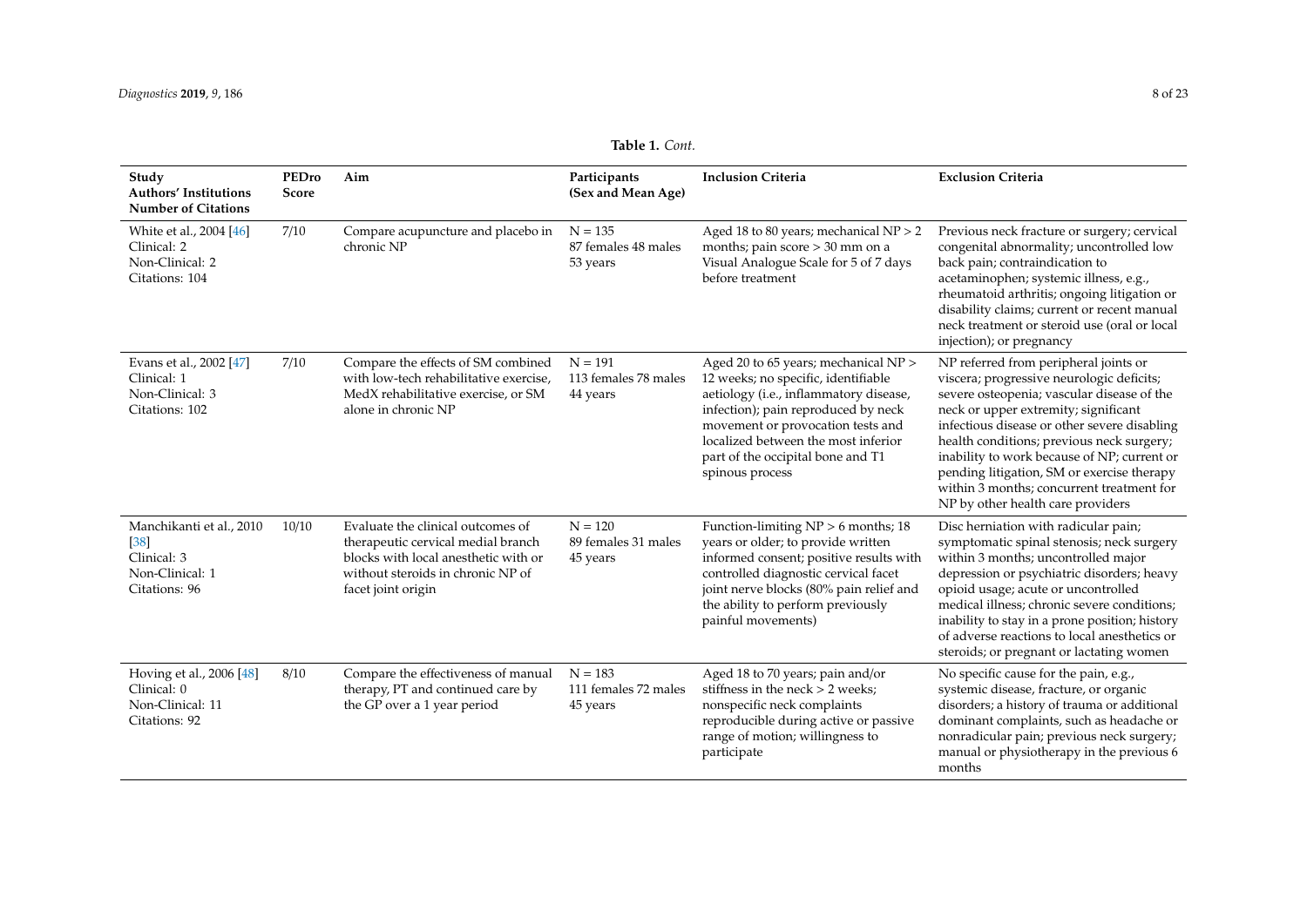**Table 1.** *Cont.*

| Study Authors' Institutions Number of Citations | PEDro Score | Aim | Participants (Sex and Mean Age) | Inclusion Criteria | Exclusion Criteria |
|---|---|---|---|---|---|
| White et al., 2004 [46] Clinical: 2 Non-Clinical: 2 Citations: 104 | 7/10 | Compare acupuncture and placebo in chronic NP | N = 135 87 females 48 males 53 years | Aged 18 to 80 years; mechanical NP > 2 months; pain score > 30 mm on a Visual Analogue Scale for 5 of 7 days before treatment | Previous neck fracture or surgery; cervical congenital abnormality; uncontrolled low back pain; contraindication to acetaminophen; systemic illness, e.g., rheumatoid arthritis; ongoing litigation or disability claims; current or recent manual neck treatment or steroid use (oral or local injection); or pregnancy |
| Evans et al., 2002 [47] Clinical: 1 Non-Clinical: 3 Citations: 102 | 7/10 | Compare the effects of SM combined with low-tech rehabilitative exercise, MedX rehabilitative exercise, or SM alone in chronic NP | N = 191 113 females 78 males 44 years | Aged 20 to 65 years; mechanical NP > 12 weeks; no specific, identifiable aetiology (i.e., inflammatory disease, infection); pain reproduced by neck movement or provocation tests and localized between the most inferior part of the occipital bone and T1 spinous process | NP referred from peripheral joints or viscera; progressive neurologic deficits; severe osteopenia; vascular disease of the neck or upper extremity; significant infectious disease or other severe disabling health conditions; previous neck surgery; inability to work because of NP; current or pending litigation, SM or exercise therapy within 3 months; concurrent treatment for NP by other health care providers |
| Manchikanti et al., 2010 [38] Clinical: 3 Non-Clinical: 1 Citations: 96 | 10/10 | Evaluate the clinical outcomes of therapeutic cervical medial branch blocks with local anesthetic with or without steroids in chronic NP of facet joint origin | N = 120 89 females 31 males 45 years | Function-limiting NP > 6 months; 18 years or older; to provide written informed consent; positive results with controlled diagnostic cervical facet joint nerve blocks (80% pain relief and the ability to perform previously painful movements) | Disc herniation with radicular pain; symptomatic spinal stenosis; neck surgery within 3 months; uncontrolled major depression or psychiatric disorders; heavy opioid usage; acute or uncontrolled medical illness; chronic severe conditions; inability to stay in a prone position; history of adverse reactions to local anesthetics or steroids; or pregnant or lactating women |
| Hoving et al., 2006 [48] Clinical: 0 Non-Clinical: 11 Citations: 92 | 8/10 | Compare the effectiveness of manual therapy, PT and continued care by the GP over a 1 year period | N = 183 111 females 72 males 45 years | Aged 18 to 70 years; pain and/or stiffness in the neck > 2 weeks; nonspecific neck complaints reproducible during active or passive range of motion; willingness to participate | No specific cause for the pain, e.g., systemic disease, fracture, or organic disorders; a history of trauma or additional dominant complaints, such as headache or nonradicular pain; previous neck surgery; manual or physiotherapy in the previous 6 months |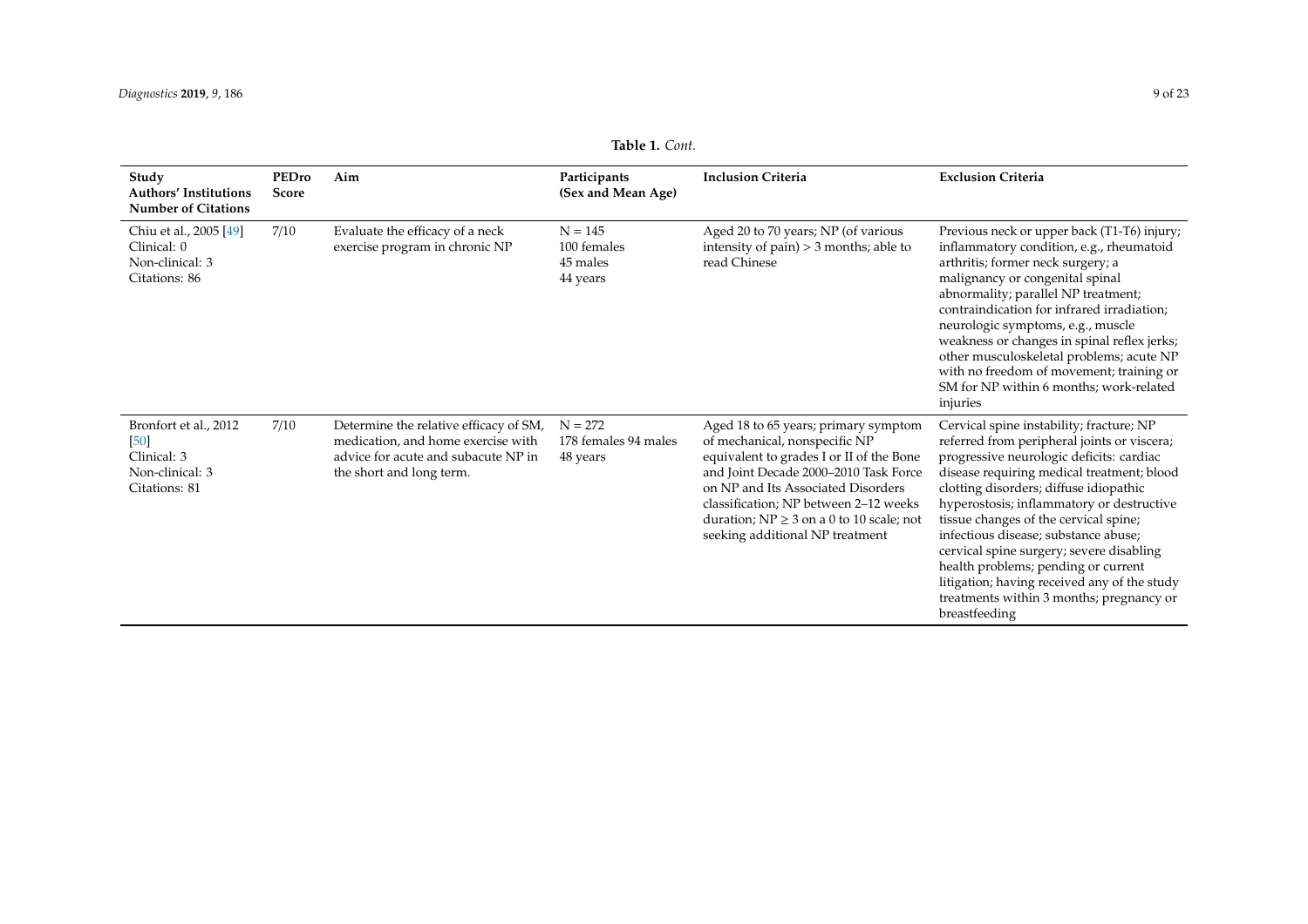**Table 1.** *Cont.*

| Study Authors' Institutions Number of Citations | PEDro Score | Aim | Participants (Sex and Mean Age) | Inclusion Criteria | Exclusion Criteria |
|---|---|---|---|---|---|
| Chiu et al., 2005 [49] Clinical: 0 Non-clinical: 3 Citations: 86 | 7/10 | Evaluate the efficacy of a neck exercise program in chronic NP | N = 145 100 females 45 males 44 years | Aged 20 to 70 years; NP (of various intensity of pain) > 3 months; able to read Chinese | Previous neck or upper back (T1-T6) injury; inflammatory condition, e.g., rheumatoid arthritis; former neck surgery; a malignancy or congenital spinal abnormality; parallel NP treatment; contraindication for infrared irradiation; neurologic symptoms, e.g., muscle weakness or changes in spinal reflex jerks; other musculoskeletal problems; acute NP with no freedom of movement; training or SM for NP within 6 months; work-related injuries |
| Bronfort et al., 2012 [50] Clinical: 3 Non-clinical: 3 Citations: 81 | 7/10 | Determine the relative efficacy of SM, medication, and home exercise with advice for acute and subacute NP in the short and long term. | N = 272 178 females 94 males 48 years | Aged 18 to 65 years; primary symptom of mechanical, nonspecific NP equivalent to grades I or II of the Bone and Joint Decade 2000–2010 Task Force on NP and Its Associated Disorders classification; NP between 2–12 weeks duration; NP $\geq$ 3 on a 0 to 10 scale; not seeking additional NP treatment | Cervical spine instability; fracture; NP referred from peripheral joints or viscera; progressive neurologic deficits: cardiac disease requiring medical treatment; blood clotting disorders; diffuse idiopathic hyperostosis; inflammatory or destructive tissue changes of the cervical spine; infectious disease; substance abuse; cervical spine surgery; severe disabling health problems; pending or current litigation; having received any of the study treatments within 3 months; pregnancy or breastfeeding |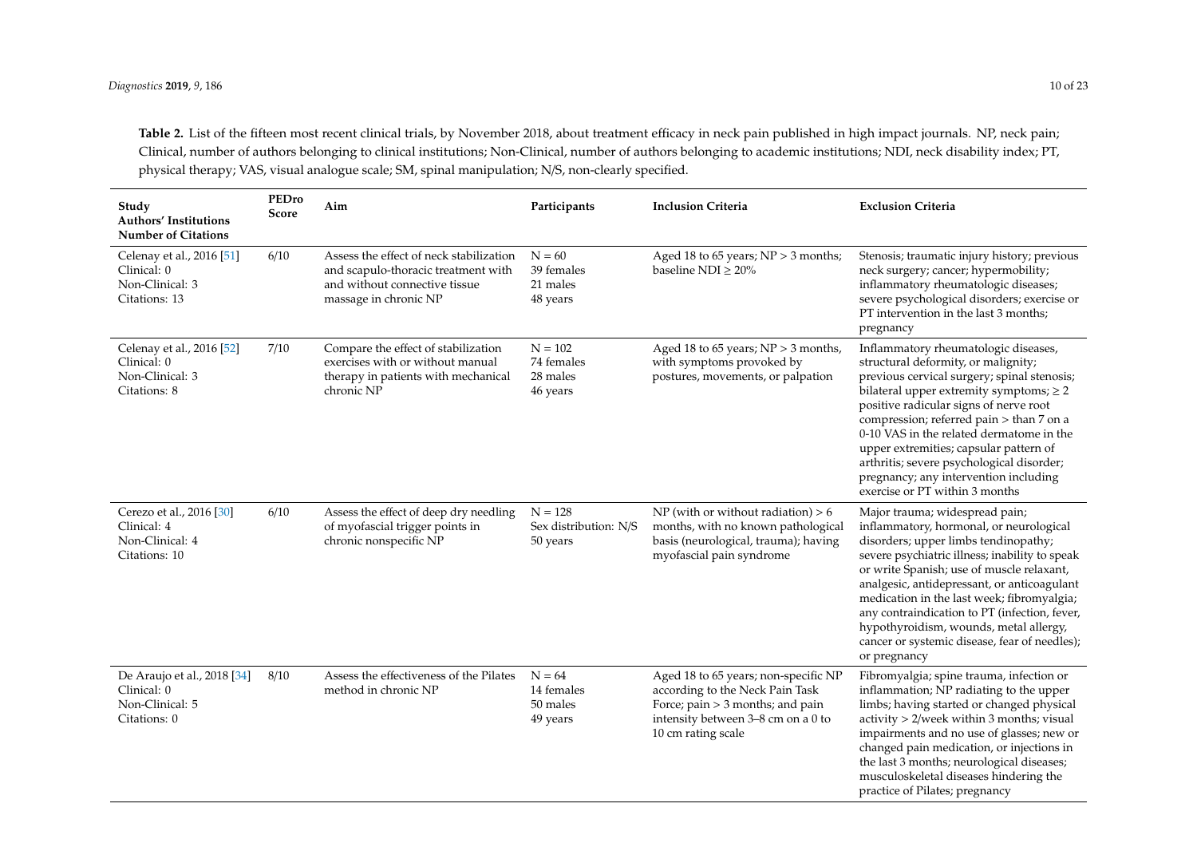**Table 2.** List of the fifteen most recent clinical trials, by November 2018, about treatment efficacy in neck pain published in high impact journals. NP, neck pain; Clinical, number of authors belonging to clinical institutions; Non-Clinical, number of authors belonging to academic institutions; NDI, neck disability index; PT, physical therapy; VAS, visual analogue scale; SM, spinal manipulation; N/S, non-clearly specified.

| Study<br>Authors' Institutions<br>Number of Citations | PEDro Score | Aim | Participants | Inclusion Criteria | Exclusion Criteria |
|---|---|---|---|---|---|
| Celenay et al., 2016 [51]<br>Clinical: 0<br>Non-Clinical: 3<br>Citations: 13 | 6/10 | Assess the effect of neck stabilization and scapulo-thoracic treatment with and without connective tissue massage in chronic NP | N = 60<br>39 females<br>21 males<br>48 years | Aged 18 to 65 years; NP > 3 months; baseline NDI ≥ 20% | Stenosis; traumatic injury history; previous neck surgery; cancer; hypermobility; inflammatory rheumatologic diseases; severe psychological disorders; exercise or PT intervention in the last 3 months; pregnancy |
| Celenay et al., 2016 [52]<br>Clinical: 0<br>Non-Clinical: 3<br>Citations: 8 | 7/10 | Compare the effect of stabilization exercises with or without manual therapy in patients with mechanical chronic NP | N = 102<br>74 females<br>28 males<br>46 years | Aged 18 to 65 years; NP > 3 months, with symptoms provoked by postures, movements, or palpation | Inflammatory rheumatologic diseases, structural deformity, or malignity; previous cervical surgery; spinal stenosis; bilateral upper extremity symptoms; ≥ 2 positive radicular signs of nerve root compression; referred pain > than 7 on a 0-10 VAS in the related dermatome in the upper extremities; capsular pattern of arthritis; severe psychological disorder; pregnancy; any intervention including exercise or PT within 3 months |
| Cerezo et al., 2016 [30]<br>Clinical: 4<br>Non-Clinical: 4<br>Citations: 10 | 6/10 | Assess the effect of deep dry needling of myofascial trigger points in chronic nonspecific NP | N = 128<br>Sex distribution: N/S<br>50 years | NP (with or without radiation) > 6 months, with no known pathological basis (neurological, trauma); having myofascial pain syndrome | Major trauma; widespread pain; inflammatory, hormonal, or neurological disorders; upper limbs tendinopathy; severe psychiatric illness; inability to speak or write Spanish; use of muscle relaxant, analgesic, antidepressant, or anticoagulant medication in the last week; fibromyalgia; any contraindication to PT (infection, fever, hypothyroidism, wounds, metal allergy, cancer or systemic disease, fear of needles); or pregnancy |
| De Araujo et al., 2018 [34]<br>Clinical: 0<br>Non-Clinical: 5<br>Citations: 0 | 8/10 | Assess the effectiveness of the Pilates method in chronic NP | N = 64<br>14 females<br>50 males<br>49 years | Aged 18 to 65 years; non-specific NP according to the Neck Pain Task Force; pain > 3 months; and pain intensity between 3–8 cm on a 0 to 10 cm rating scale | Fibromyalgia; spine trauma, infection or inflammation; NP radiating to the upper limbs; having started or changed physical activity > 2/week within 3 months; visual impairments and no use of glasses; new or changed pain medication, or injections in the last 3 months; neurological diseases; musculoskeletal diseases hindering the practice of Pilates; pregnancy |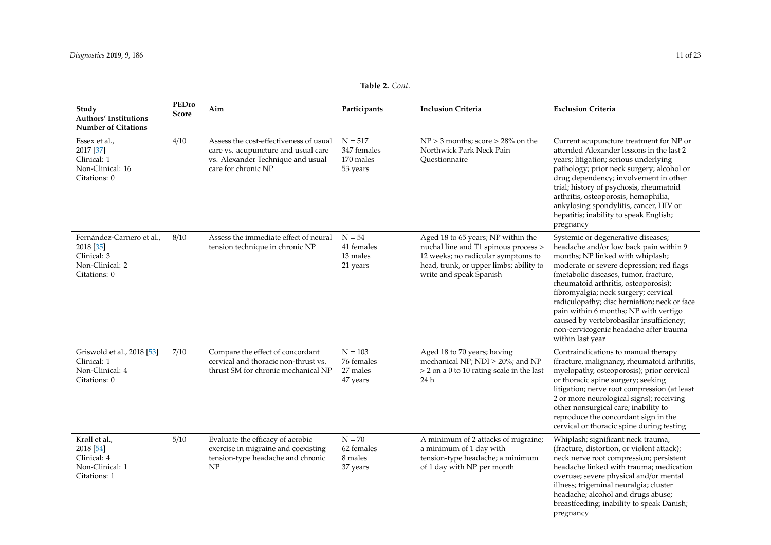**Table 2.** *Cont.*

| Study Authors' Institutions Number of Citations | PEDro Score | Aim | Participants | Inclusion Criteria | Exclusion Criteria |
|---|---|---|---|---|---|
| Essex et al., 2017 [37] Clinical: 1 Non-Clinical: 16 Citations: 0 | 4/10 | Assess the cost-effectiveness of usual care vs. acupuncture and usual care vs. Alexander Technique and usual care for chronic NP | N = 517 347 females 170 males 53 years | NP > 3 months; score > 28% on the Northwick Park Neck Pain Questionnaire | Current acupuncture treatment for NP or attended Alexander lessons in the last 2 years; litigation; serious underlying pathology; prior neck surgery; alcohol or drug dependency; involvement in other trial; history of psychosis, rheumatoid arthritis, osteoporosis, hemophilia, ankylosing spondylitis, cancer, HIV or hepatitis; inability to speak English; pregnancy |
| Fernández-Carnero et al., 2018 [35] Clinical: 3 Non-Clinical: 2 Citations: 0 | 8/10 | Assess the immediate effect of neural tension technique in chronic NP | N = 54 41 females 13 males 21 years | Aged 18 to 65 years; NP within the nuchal line and T1 spinous process > 12 weeks; no radicular symptoms to head, trunk, or upper limbs; ability to write and speak Spanish | Systemic or degenerative diseases; headache and/or low back pain within 9 months; NP linked with whiplash; moderate or severe depression; red flags (metabolic diseases, tumor, fracture, rheumatoid arthritis, osteoporosis); fibromyalgia; neck surgery; cervical radiculopathy; disc herniation; neck or face pain within 6 months; NP with vertigo caused by vertebrobasilar insufficiency; non-cervicogenic headache after trauma within last year |
| Griswold et al., 2018 [53] Clinical: 1 Non-Clinical: 4 Citations: 0 | 7/10 | Compare the effect of concordant cervical and thoracic non-thrust vs. thrust SM for chronic mechanical NP | N = 103 76 females 27 males 47 years | Aged 18 to 70 years; having mechanical NP; NDI ≥ 20%; and NP > 2 on a 0 to 10 rating scale in the last 24 h | Contraindications to manual therapy (fracture, malignancy, rheumatoid arthritis, myelopathy, osteoporosis); prior cervical or thoracic spine surgery; seeking litigation; nerve root compression (at least 2 or more neurological signs); receiving other nonsurgical care; inability to reproduce the concordant sign in the cervical or thoracic spine during testing |
| Krøll et al., 2018 [54] Clinical: 4 Non-Clinical: 1 Citations: 1 | 5/10 | Evaluate the efficacy of aerobic exercise in migraine and coexisting tension-type headache and chronic NP | N = 70 62 females 8 males 37 years | A minimum of 2 attacks of migraine; a minimum of 1 day with tension-type headache; a minimum of 1 day with NP per month | Whiplash; significant neck trauma, (fracture, distortion, or violent attack); neck nerve root compression; persistent headache linked with trauma; medication overuse; severe physical and/or mental illness; trigeminal neuralgia; cluster headache; alcohol and drugs abuse; breastfeeding; inability to speak Danish; pregnancy |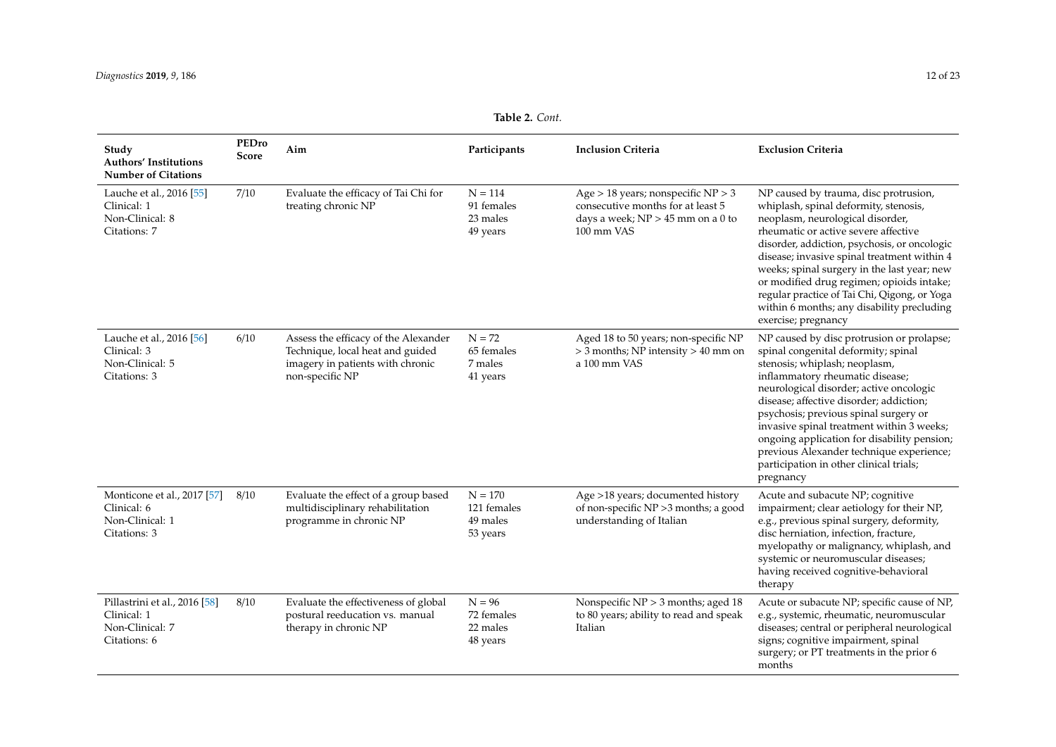**Table 2.** *Cont.*

| Study Authors' Institutions Number of Citations | PEDro Score | Aim | Participants | Inclusion Criteria | Exclusion Criteria |
|---|---|---|---|---|---|
| Lauche et al., 2016 [55] Clinical: 1 Non-Clinical: 8 Citations: 7 | 7/10 | Evaluate the efficacy of Tai Chi for treating chronic NP | N = 114 91 females 23 males 49 years | Age > 18 years; nonspecific NP > 3 consecutive months for at least 5 days a week; NP > 45 mm on a 0 to 100 mm VAS | NP caused by trauma, disc protrusion, whiplash, spinal deformity, stenosis, neoplasm, neurological disorder, rheumatic or active severe affective disorder, addiction, psychosis, or oncologic disease; invasive spinal treatment within 4 weeks; spinal surgery in the last year; new or modified drug regimen; opioids intake; regular practice of Tai Chi, Qigong, or Yoga within 6 months; any disability precluding exercise; pregnancy |
| Lauche et al., 2016 [56] Clinical: 3 Non-Clinical: 5 Citations: 3 | 6/10 | Assess the efficacy of the Alexander Technique, local heat and guided imagery in patients with chronic non-specific NP | N = 72 65 females 7 males 41 years | Aged 18 to 50 years; non-specific NP > 3 months; NP intensity > 40 mm on a 100 mm VAS | NP caused by disc protrusion or prolapse; spinal congenital deformity; spinal stenosis; whiplash; neoplasm, inflammatory rheumatic disease; neurological disorder; active oncologic disease; affective disorder; addiction; psychosis; previous spinal surgery or invasive spinal treatment within 3 weeks; ongoing application for disability pension; previous Alexander technique experience; participation in other clinical trials; pregnancy |
| Monticone et al., 2017 [57] Clinical: 6 Non-Clinical: 1 Citations: 3 | 8/10 | Evaluate the effect of a group based multidisciplinary rehabilitation programme in chronic NP | N = 170 121 females 49 males 53 years | Age >18 years; documented history of non-specific NP >3 months; a good understanding of Italian | Acute and subacute NP; cognitive impairment; clear aetiology for their NP, e.g., previous spinal surgery, deformity, disc herniation, infection, fracture, myelopathy or malignancy, whiplash, and systemic or neuromuscular diseases; having received cognitive-behavioral therapy |
| Pillastrini et al., 2016 [58] Clinical: 1 Non-Clinical: 7 Citations: 6 | 8/10 | Evaluate the effectiveness of global postural reeducation vs. manual therapy in chronic NP | N = 96 72 females 22 males 48 years | Nonspecific NP > 3 months; aged 18 to 80 years; ability to read and speak Italian | Acute or subacute NP; specific cause of NP, e.g., systemic, rheumatic, neuromuscular diseases; central or peripheral neurological signs; cognitive impairment, spinal surgery; or PT treatments in the prior 6 months |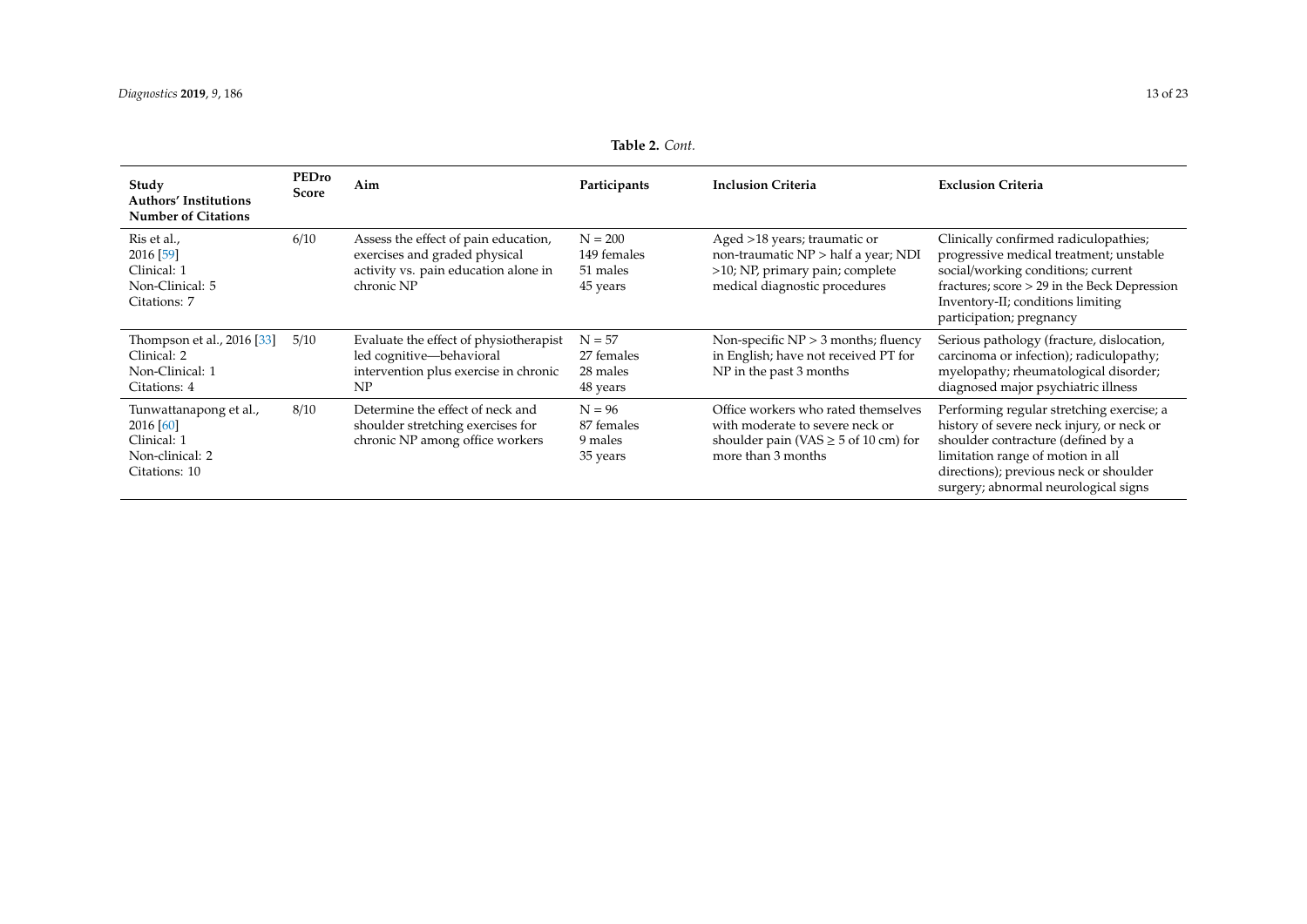**Table 2.** *Cont.*

| Study<br>Authors' Institutions<br>Number of Citations | PEDro Score | Aim | Participants | Inclusion Criteria | Exclusion Criteria |
|---|---|---|---|---|---|
| Ris et al., 2016 [59]<br>Clinical: 1<br>Non-Clinical: 5<br>Citations: 7 | 6/10 | Assess the effect of pain education, exercises and graded physical activity vs. pain education alone in chronic NP | N = 200<br>149 females<br>51 males<br>45 years | Aged >18 years; traumatic or non-traumatic NP > half a year; NDI >10; NP, primary pain; complete medical diagnostic procedures | Clinically confirmed radiculopathies; progressive medical treatment; unstable social/working conditions; current fractures; score > 29 in the Beck Depression Inventory-II; conditions limiting participation; pregnancy |
| Thompson et al., 2016 [33]<br>Clinical: 2<br>Non-Clinical: 1<br>Citations: 4 | 5/10 | Evaluate the effect of physiotherapist led cognitive—behavioral intervention plus exercise in chronic NP | N = 57<br>27 females<br>28 males<br>48 years | Non-specific NP > 3 months; fluency in English; have not received PT for NP in the past 3 months | Serious pathology (fracture, dislocation, carcinoma or infection); radiculopathy; myelopathy; rheumatological disorder; diagnosed major psychiatric illness |
| Tunwattanapong et al., 2016 [60]<br>Clinical: 1<br>Non-clinical: 2<br>Citations: 10 | 8/10 | Determine the effect of neck and shoulder stretching exercises for chronic NP among office workers | N = 96<br>87 females<br>9 males<br>35 years | Office workers who rated themselves with moderate to severe neck or shoulder pain (VAS ≥ 5 of 10 cm) for more than 3 months | Performing regular stretching exercise; a history of severe neck injury, or neck or shoulder contracture (defined by a limitation range of motion in all directions); previous neck or shoulder surgery; abnormal neurological signs |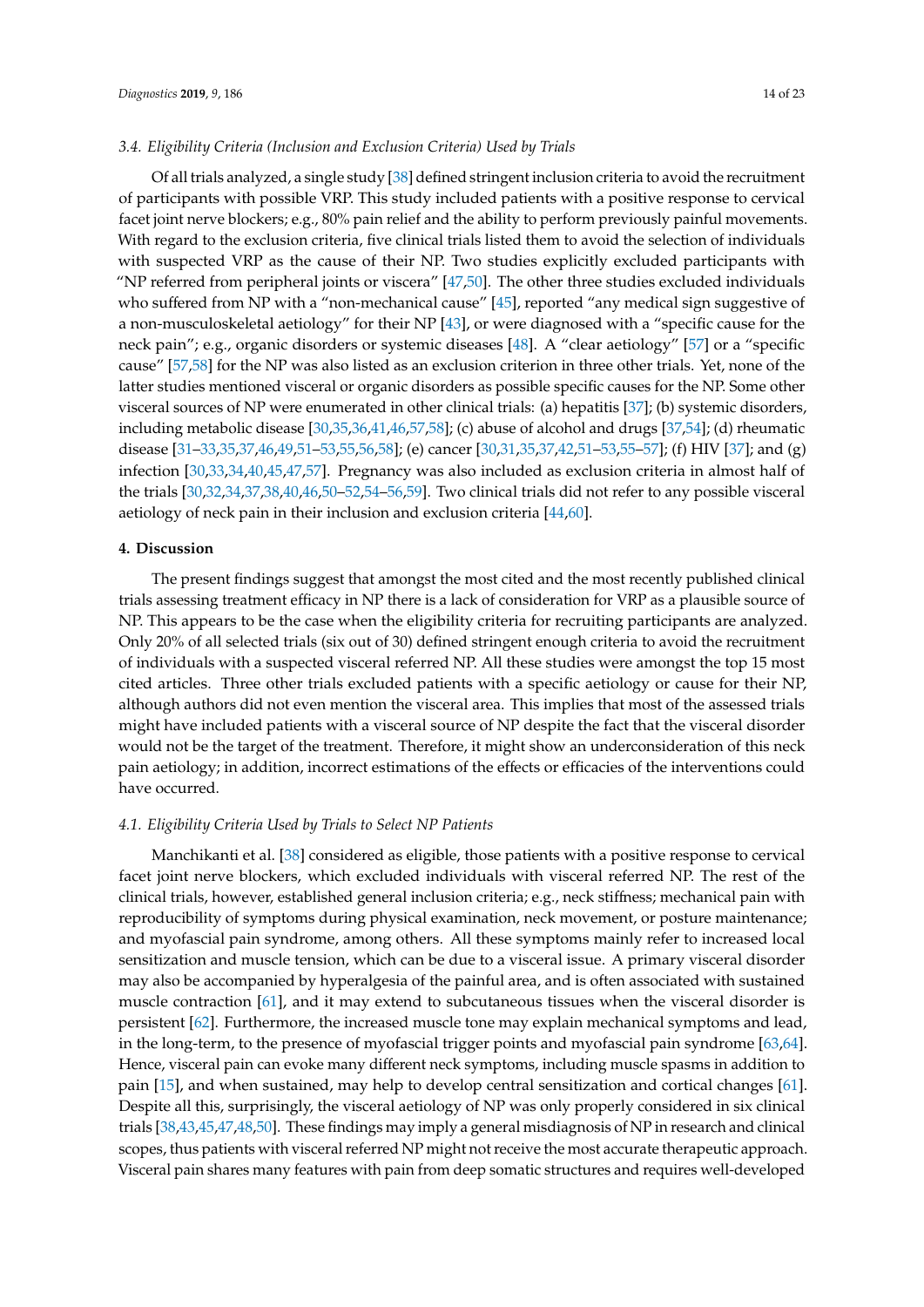### 3.4. Eligibility Criteria (Inclusion and Exclusion Criteria) Used by Trials

Of all trials analyzed, a single study [38] defined stringent inclusion criteria to avoid the recruitment of participants with possible VRP. This study included patients with a positive response to cervical facet joint nerve blockers; e.g., 80% pain relief and the ability to perform previously painful movements. With regard to the exclusion criteria, five clinical trials listed them to avoid the selection of individuals with suspected VRP as the cause of their NP. Two studies explicitly excluded participants with "NP referred from peripheral joints or viscera" [47,50]. The other three studies excluded individuals who suffered from NP with a "non-mechanical cause" [45], reported "any medical sign suggestive of a non-musculoskeletal aetiology" for their NP [43], or were diagnosed with a "specific cause for the neck pain"; e.g., organic disorders or systemic diseases [48]. A "clear aetiology" [57] or a "specific cause" [57,58] for the NP was also listed as an exclusion criterion in three other trials. Yet, none of the latter studies mentioned visceral or organic disorders as possible specific causes for the NP. Some other visceral sources of NP were enumerated in other clinical trials: (a) hepatitis [37]; (b) systemic disorders, including metabolic disease [30,35,36,41,46,57,58]; (c) abuse of alcohol and drugs [37,54]; (d) rheumatic disease [31–33,35,37,46,49,51–53,55,56,58]; (e) cancer [30,31,35,37,42,51–53,55–57]; (f) HIV [37]; and (g) infection [30,33,34,40,45,47,57]. Pregnancy was also included as exclusion criteria in almost half of the trials [30,32,34,37,38,40,46,50–52,54–56,59]. Two clinical trials did not refer to any possible visceral aetiology of neck pain in their inclusion and exclusion criteria [44,60].

## 4. Discussion

The present findings suggest that amongst the most cited and the most recently published clinical trials assessing treatment efficacy in NP there is a lack of consideration for VRP as a plausible source of NP. This appears to be the case when the eligibility criteria for recruiting participants are analyzed. Only 20% of all selected trials (six out of 30) defined stringent enough criteria to avoid the recruitment of individuals with a suspected visceral referred NP. All these studies were amongst the top 15 most cited articles. Three other trials excluded patients with a specific aetiology or cause for their NP, although authors did not even mention the visceral area. This implies that most of the assessed trials might have included patients with a visceral source of NP despite the fact that the visceral disorder would not be the target of the treatment. Therefore, it might show an underconsideration of this neck pain aetiology; in addition, incorrect estimations of the effects or efficacies of the interventions could have occurred.

### 4.1. Eligibility Criteria Used by Trials to Select NP Patients

Manchikanti et al. [38] considered as eligible, those patients with a positive response to cervical facet joint nerve blockers, which excluded individuals with visceral referred NP. The rest of the clinical trials, however, established general inclusion criteria; e.g., neck stiffness; mechanical pain with reproducibility of symptoms during physical examination, neck movement, or posture maintenance; and myofascial pain syndrome, among others. All these symptoms mainly refer to increased local sensitization and muscle tension, which can be due to a visceral issue. A primary visceral disorder may also be accompanied by hyperalgesia of the painful area, and is often associated with sustained muscle contraction [61], and it may extend to subcutaneous tissues when the visceral disorder is persistent [62]. Furthermore, the increased muscle tone may explain mechanical symptoms and lead, in the long-term, to the presence of myofascial trigger points and myofascial pain syndrome [63,64]. Hence, visceral pain can evoke many different neck symptoms, including muscle spasms in addition to pain [15], and when sustained, may help to develop central sensitization and cortical changes [61]. Despite all this, surprisingly, the visceral aetiology of NP was only properly considered in six clinical trials [38,43,45,47,48,50]. These findings may imply a general misdiagnosis of NP in research and clinical scopes, thus patients with visceral referred NP might not receive the most accurate therapeutic approach. Visceral pain shares many features with pain from deep somatic structures and requires well-developed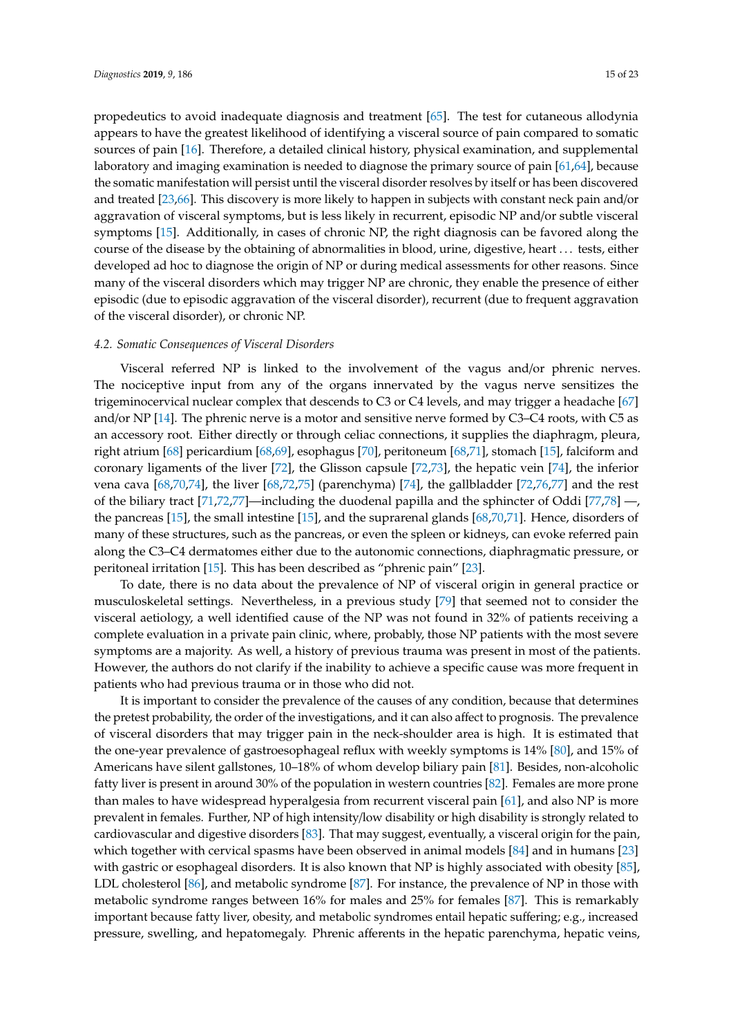propedeutics to avoid inadequate diagnosis and treatment [65]. The test for cutaneous allodynia appears to have the greatest likelihood of identifying a visceral source of pain compared to somatic sources of pain [16]. Therefore, a detailed clinical history, physical examination, and supplemental laboratory and imaging examination is needed to diagnose the primary source of pain [61,64], because the somatic manifestation will persist until the visceral disorder resolves by itself or has been discovered and treated [23,66]. This discovery is more likely to happen in subjects with constant neck pain and/or aggravation of visceral symptoms, but is less likely in recurrent, episodic NP and/or subtle visceral symptoms [15]. Additionally, in cases of chronic NP, the right diagnosis can be favored along the course of the disease by the obtaining of abnormalities in blood, urine, digestive, heart ... tests, either developed ad hoc to diagnose the origin of NP or during medical assessments for other reasons. Since many of the visceral disorders which may trigger NP are chronic, they enable the presence of either episodic (due to episodic aggravation of the visceral disorder), recurrent (due to frequent aggravation of the visceral disorder), or chronic NP.

### 4.2. Somatic Consequences of Visceral Disorders

Visceral referred NP is linked to the involvement of the vagus and/or phrenic nerves. The nociceptive input from any of the organs innervated by the vagus nerve sensitizes the trigeminocervical nuclear complex that descends to C3 or C4 levels, and may trigger a headache [67] and/or NP [14]. The phrenic nerve is a motor and sensitive nerve formed by C3–C4 roots, with C5 as an accessory root. Either directly or through celiac connections, it supplies the diaphragm, pleura, right atrium [68] pericardium [68,69], esophagus [70], peritoneum [68,71], stomach [15], falciform and coronary ligaments of the liver [72], the Glisson capsule [72,73], the hepatic vein [74], the inferior vena cava [68,70,74], the liver [68,72,75] (parenchyma) [74], the gallbladder [72,76,77] and the rest of the biliary tract [71,72,77]—including the duodenal papilla and the sphincter of Oddi [77,78] —, the pancreas [15], the small intestine [15], and the suprarenal glands [68,70,71]. Hence, disorders of many of these structures, such as the pancreas, or even the spleen or kidneys, can evoke referred pain along the C3–C4 dermatomes either due to the autonomic connections, diaphragmatic pressure, or peritoneal irritation [15]. This has been described as "phrenic pain" [23].

To date, there is no data about the prevalence of NP of visceral origin in general practice or musculoskeletal settings. Nevertheless, in a previous study [79] that seemed not to consider the visceral aetiology, a well identified cause of the NP was not found in 32% of patients receiving a complete evaluation in a private pain clinic, where, probably, those NP patients with the most severe symptoms are a majority. As well, a history of previous trauma was present in most of the patients. However, the authors do not clarify if the inability to achieve a specific cause was more frequent in patients who had previous trauma or in those who did not.

It is important to consider the prevalence of the causes of any condition, because that determines the pretest probability, the order of the investigations, and it can also affect to prognosis. The prevalence of visceral disorders that may trigger pain in the neck-shoulder area is high. It is estimated that the one-year prevalence of gastroesophageal reflux with weekly symptoms is 14% [80], and 15% of Americans have silent gallstones, 10–18% of whom develop biliary pain [81]. Besides, non-alcoholic fatty liver is present in around 30% of the population in western countries [82]. Females are more prone than males to have widespread hyperalgesia from recurrent visceral pain [61], and also NP is more prevalent in females. Further, NP of high intensity/low disability or high disability is strongly related to cardiovascular and digestive disorders [83]. That may suggest, eventually, a visceral origin for the pain, which together with cervical spasms have been observed in animal models [84] and in humans [23] with gastric or esophageal disorders. It is also known that NP is highly associated with obesity [85], LDL cholesterol [86], and metabolic syndrome [87]. For instance, the prevalence of NP in those with metabolic syndrome ranges between 16% for males and 25% for females [87]. This is remarkably important because fatty liver, obesity, and metabolic syndromes entail hepatic suffering; e.g., increased pressure, swelling, and hepatomegaly. Phrenic afferents in the hepatic parenchyma, hepatic veins,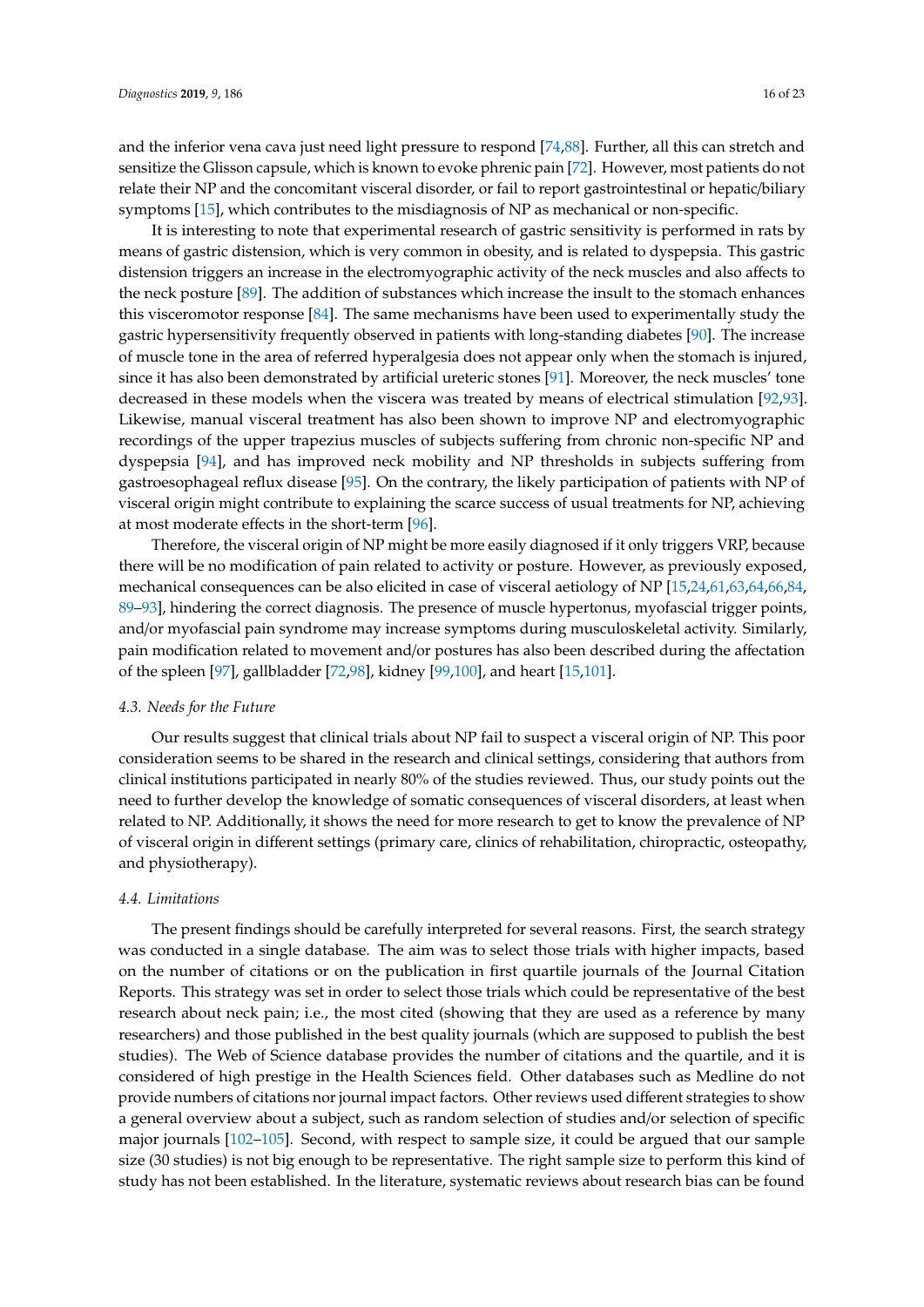and the inferior vena cava just need light pressure to respond [74,88]. Further, all this can stretch and sensitize the Glisson capsule, which is known to evoke phrenic pain [72]. However, most patients do not relate their NP and the concomitant visceral disorder, or fail to report gastrointestinal or hepatic/biliary symptoms [15], which contributes to the misdiagnosis of NP as mechanical or non-specific.

It is interesting to note that experimental research of gastric sensitivity is performed in rats by means of gastric distension, which is very common in obesity, and is related to dyspepsia. This gastric distension triggers an increase in the electromyographic activity of the neck muscles and also affects to the neck posture [89]. The addition of substances which increase the insult to the stomach enhances this visceromotor response [84]. The same mechanisms have been used to experimentally study the gastric hypersensitivity frequently observed in patients with long-standing diabetes [90]. The increase of muscle tone in the area of referred hyperalgesia does not appear only when the stomach is injured, since it has also been demonstrated by artificial ureteric stones [91]. Moreover, the neck muscles' tone decreased in these models when the viscera was treated by means of electrical stimulation [92,93]. Likewise, manual visceral treatment has also been shown to improve NP and electromyographic recordings of the upper trapezius muscles of subjects suffering from chronic non-specific NP and dyspepsia [94], and has improved neck mobility and NP thresholds in subjects suffering from gastroesophageal reflux disease [95]. On the contrary, the likely participation of patients with NP of visceral origin might contribute to explaining the scarce success of usual treatments for NP, achieving at most moderate effects in the short-term [96].

Therefore, the visceral origin of NP might be more easily diagnosed if it only triggers VRP, because there will be no modification of pain related to activity or posture. However, as previously exposed, mechanical consequences can be also elicited in case of visceral aetiology of NP [15,24,61,63,64,66,84,89–93], hindering the correct diagnosis. The presence of muscle hypertonus, myofascial trigger points, and/or myofascial pain syndrome may increase symptoms during musculoskeletal activity. Similarly, pain modification related to movement and/or postures has also been described during the affectation of the spleen [97], gallbladder [72,98], kidney [99,100], and heart [15,101].

### 4.3. Needs for the Future

Our results suggest that clinical trials about NP fail to suspect a visceral origin of NP. This poor consideration seems to be shared in the research and clinical settings, considering that authors from clinical institutions participated in nearly 80% of the studies reviewed. Thus, our study points out the need to further develop the knowledge of somatic consequences of visceral disorders, at least when related to NP. Additionally, it shows the need for more research to get to know the prevalence of NP of visceral origin in different settings (primary care, clinics of rehabilitation, chiropractic, osteopathy, and physiotherapy).

### 4.4. Limitations

The present findings should be carefully interpreted for several reasons. First, the search strategy was conducted in a single database. The aim was to select those trials with higher impacts, based on the number of citations or on the publication in first quartile journals of the Journal Citation Reports. This strategy was set in order to select those trials which could be representative of the best research about neck pain; i.e., the most cited (showing that they are used as a reference by many researchers) and those published in the best quality journals (which are supposed to publish the best studies). The Web of Science database provides the number of citations and the quartile, and it is considered of high prestige in the Health Sciences field. Other databases such as Medline do not provide numbers of citations nor journal impact factors. Other reviews used different strategies to show a general overview about a subject, such as random selection of studies and/or selection of specific major journals [102–105]. Second, with respect to sample size, it could be argued that our sample size (30 studies) is not big enough to be representative. The right sample size to perform this kind of study has not been established. In the literature, systematic reviews about research bias can be found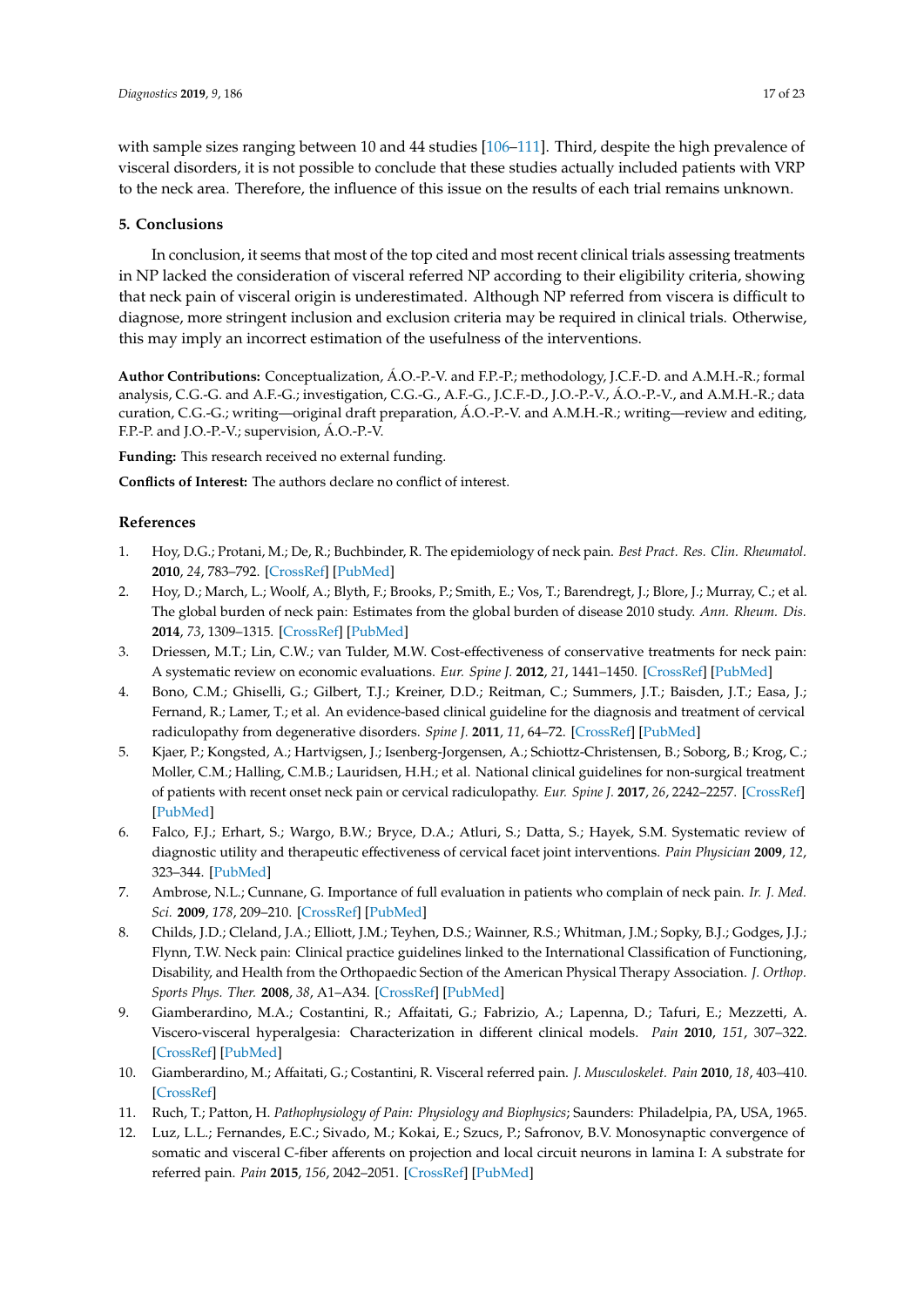with sample sizes ranging between 10 and 44 studies [106–111]. Third, despite the high prevalence of visceral disorders, it is not possible to conclude that these studies actually included patients with VRP to the neck area. Therefore, the influence of this issue on the results of each trial remains unknown.

## 5. Conclusions

In conclusion, it seems that most of the top cited and most recent clinical trials assessing treatments in NP lacked the consideration of visceral referred NP according to their eligibility criteria, showing that neck pain of visceral origin is underestimated. Although NP referred from viscera is difficult to diagnose, more stringent inclusion and exclusion criteria may be required in clinical trials. Otherwise, this may imply an incorrect estimation of the usefulness of the interventions.

**Author Contributions:** Conceptualization, Á.O.-P.-V. and F.P.-P.; methodology, J.C.F.-D. and A.M.H.-R.; formal analysis, C.G.-G. and A.F.-G.; investigation, C.G.-G., A.F.-G., J.C.F.-D., J.O.-P.-V., Á.O.-P.-V., and A.M.H.-R.; data curation, C.G.-G.; writing—original draft preparation, Á.O.-P.-V. and A.M.H.-R.; writing—review and editing, F.P.-P. and J.O.-P.-V.; supervision, Á.O.-P.-V.

**Funding:** This research received no external funding.

**Conflicts of Interest:** The authors declare no conflict of interest.

## References

1. Hoy, D.G.; Protani, M.; De, R.; Buchbinder, R. The epidemiology of neck pain. *Best Pract. Res. Clin. Rheumatol.* **2010**, *24*, 783–792. [CrossRef] [PubMed]
2. Hoy, D.; March, L.; Woolf, A.; Blyth, F.; Brooks, P.; Smith, E.; Vos, T.; Barendregt, J.; Blore, J.; Murray, C.; et al. The global burden of neck pain: Estimates from the global burden of disease 2010 study. *Ann. Rheum. Dis.* **2014**, *73*, 1309–1315. [CrossRef] [PubMed]
3. Driessen, M.T.; Lin, C.W.; van Tulder, M.W. Cost-effectiveness of conservative treatments for neck pain: A systematic review on economic evaluations. *Eur. Spine J.* **2012**, *21*, 1441–1450. [CrossRef] [PubMed]
4. Bono, C.M.; Ghiselli, G.; Gilbert, T.J.; Kreiner, D.D.; Reitman, C.; Summers, J.T.; Baisden, J.T.; Easa, J.; Fernand, R.; Lamer, T.; et al. An evidence-based clinical guideline for the diagnosis and treatment of cervical radiculopathy from degenerative disorders. *Spine J.* **2011**, *11*, 64–72. [CrossRef] [PubMed]
5. Kjaer, P.; Kongsted, A.; Hartvigsen, J.; Isenberg-Jorgensen, A.; Schiottz-Christensen, B.; Soborg, B.; Krog, C.; Moller, C.M.; Halling, C.M.B.; Lauridsen, H.H.; et al. National clinical guidelines for non-surgical treatment of patients with recent onset neck pain or cervical radiculopathy. *Eur. Spine J.* **2017**, *26*, 2242–2257. [CrossRef] [PubMed]
6. Falco, F.J.; Erhart, S.; Wargo, B.W.; Bryce, D.A.; Atluri, S.; Datta, S.; Hayek, S.M. Systematic review of diagnostic utility and therapeutic effectiveness of cervical facet joint interventions. *Pain Physician* **2009**, *12*, 323–344. [PubMed]
7. Ambrose, N.L.; Cunnane, G. Importance of full evaluation in patients who complain of neck pain. *Ir. J. Med. Sci.* **2009**, *178*, 209–210. [CrossRef] [PubMed]
8. Childs, J.D.; Cleland, J.A.; Elliott, J.M.; Teyhen, D.S.; Wainner, R.S.; Whitman, J.M.; Sopky, B.J.; Godges, J.J.; Flynn, T.W. Neck pain: Clinical practice guidelines linked to the International Classification of Functioning, Disability, and Health from the Orthopaedic Section of the American Physical Therapy Association. *J. Orthop. Sports Phys. Ther.* **2008**, *38*, A1–A34. [CrossRef] [PubMed]
9. Giamberardino, M.A.; Costantini, R.; Affaitati, G.; Fabrizio, A.; Lapenna, D.; Tafuri, E.; Mezzetti, A. Viscero-visceral hyperalgesia: Characterization in different clinical models. *Pain* **2010**, *151*, 307–322. [CrossRef] [PubMed]
10. Giamberardino, M.; Affaitati, G.; Costantini, R. Visceral referred pain. *J. Musculoskelet. Pain* **2010**, *18*, 403–410. [CrossRef]
11. Ruch, T.; Patton, H. *Pathophysiology of Pain: Physiology and Biophysics*; Saunders: Philadelphia, PA, USA, 1965.
12. Luz, L.L.; Fernandes, E.C.; Sivado, M.; Kokai, E.; Szucs, P.; Safronov, B.V. Monosynaptic convergence of somatic and visceral C-fiber afferents on projection and local circuit neurons in lamina I: A substrate for referred pain. *Pain* **2015**, *156*, 2042–2051. [CrossRef] [PubMed]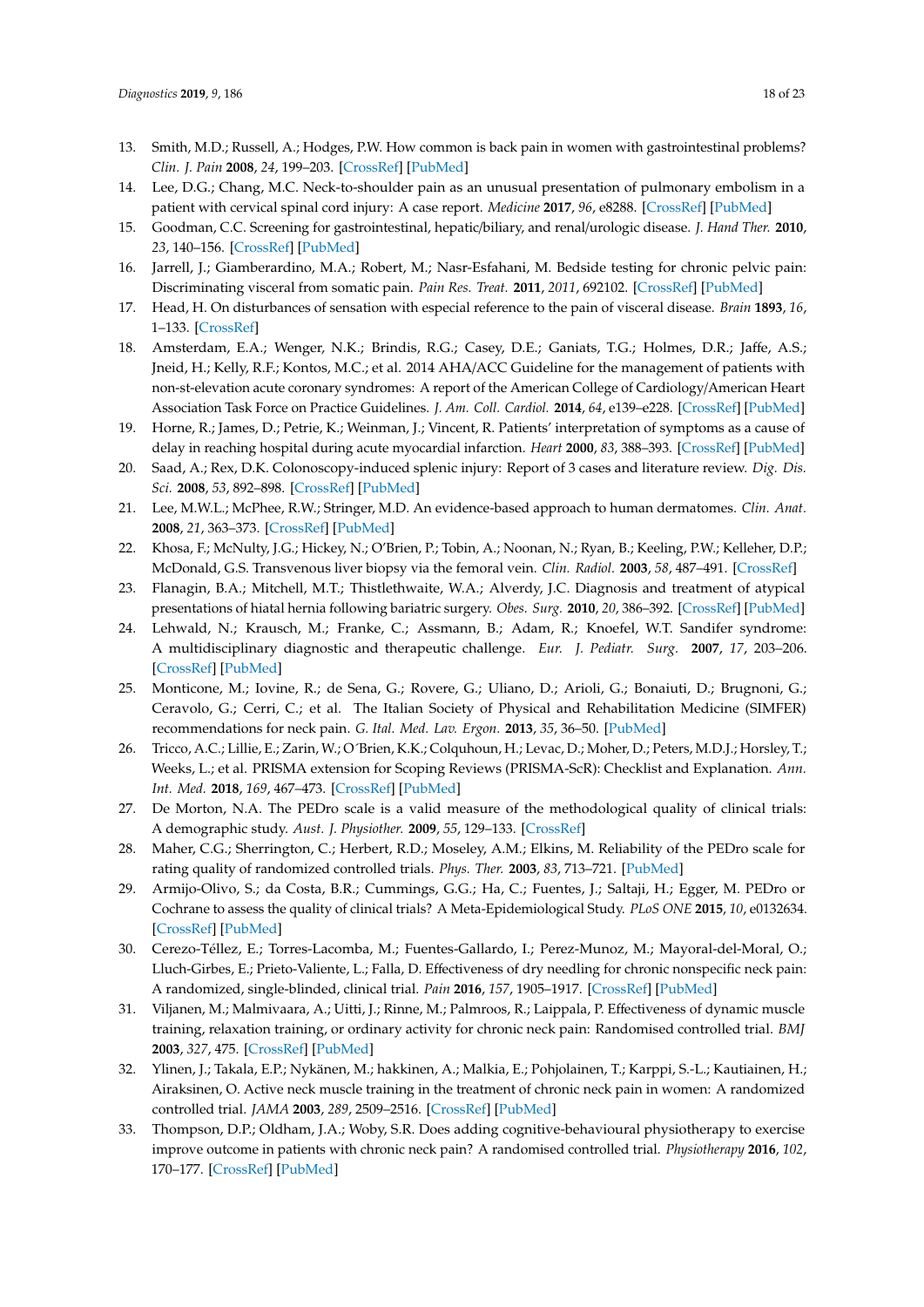13. Smith, M.D.; Russell, A.; Hodges, P.W. How common is back pain in women with gastrointestinal problems? *Clin. J. Pain* **2008**, *24*, 199–203. [CrossRef] [PubMed]
14. Lee, D.G.; Chang, M.C. Neck-to-shoulder pain as an unusual presentation of pulmonary embolism in a patient with cervical spinal cord injury: A case report. *Medicine* **2017**, *96*, e8288. [CrossRef] [PubMed]
15. Goodman, C.C. Screening for gastrointestinal, hepatic/biliary, and renal/urologic disease. *J. Hand Ther.* **2010**, *23*, 140–156. [CrossRef] [PubMed]
16. Jarrell, J.; Giamberardino, M.A.; Robert, M.; Nasr-Esfahani, M. Bedside testing for chronic pelvic pain: Discriminating visceral from somatic pain. *Pain Res. Treat.* **2011**, *2011*, 692102. [CrossRef] [PubMed]
17. Head, H. On disturbances of sensation with especial reference to the pain of visceral disease. *Brain* **1893**, *16*, 1–133. [CrossRef]
18. Amsterdam, E.A.; Wenger, N.K.; Brindis, R.G.; Casey, D.E.; Ganiats, T.G.; Holmes, D.R.; Jaffe, A.S.; Jneid, H.; Kelly, R.F.; Kontos, M.C.; et al. 2014 AHA/ACC Guideline for the management of patients with non-st-elevation acute coronary syndromes: A report of the American College of Cardiology/American Heart Association Task Force on Practice Guidelines. *J. Am. Coll. Cardiol.* **2014**, *64*, e139–e228. [CrossRef] [PubMed]
19. Horne, R.; James, D.; Petrie, K.; Weinman, J.; Vincent, R. Patients' interpretation of symptoms as a cause of delay in reaching hospital during acute myocardial infarction. *Heart* **2000**, *83*, 388–393. [CrossRef] [PubMed]
20. Saad, A.; Rex, D.K. Colonoscopy-induced splenic injury: Report of 3 cases and literature review. *Dig. Dis. Sci.* **2008**, *53*, 892–898. [CrossRef] [PubMed]
21. Lee, M.W.L.; McPhee, R.W.; Stringer, M.D. An evidence-based approach to human dermatomes. *Clin. Anat.* **2008**, *21*, 363–373. [CrossRef] [PubMed]
22. Khosa, F.; McNulty, J.G.; Hickey, N.; O'Brien, P.; Tobin, A.; Noonan, N.; Ryan, B.; Keeling, P.W.; Kelleher, D.P.; McDonald, G.S. Transvenous liver biopsy via the femoral vein. *Clin. Radiol.* **2003**, *58*, 487–491. [CrossRef]
23. Flanagin, B.A.; Mitchell, M.T.; Thistlethwaite, W.A.; Alverdy, J.C. Diagnosis and treatment of atypical presentations of hiatal hernia following bariatric surgery. *Obes. Surg.* **2010**, *20*, 386–392. [CrossRef] [PubMed]
24. Lehwald, N.; Krausch, M.; Franke, C.; Assmann, B.; Adam, R.; Knoefel, W.T. Sandifer syndrome: A multidisciplinary diagnostic and therapeutic challenge. *Eur. J. Pediatr. Surg.* **2007**, *17*, 203–206. [CrossRef] [PubMed]
25. Monticone, M.; Iovine, R.; de Sena, G.; Rovere, G.; Uliano, D.; Arioli, G.; Bonaiuti, D.; Brugnoni, G.; Ceravolo, G.; Cerri, C.; et al. The Italian Society of Physical and Rehabilitation Medicine (SIMFER) recommendations for neck pain. *G. Ital. Med. Lav. Ergon.* **2013**, *35*, 36–50. [PubMed]
26. Tricco, A.C.; Lillie, E.; Zarin, W.; O´Brien, K.K.; Colquhoun, H.; Levac, D.; Moher, D.; Peters, M.D.J.; Horsley, T.; Weeks, L.; et al. PRISMA extension for Scoping Reviews (PRISMA-ScR): Checklist and Explanation. *Ann. Int. Med.* **2018**, *169*, 467–473. [CrossRef] [PubMed]
27. De Morton, N.A. The PEDro scale is a valid measure of the methodological quality of clinical trials: A demographic study. *Aust. J. Physiother.* **2009**, *55*, 129–133. [CrossRef]
28. Maher, C.G.; Sherrington, C.; Herbert, R.D.; Moseley, A.M.; Elkins, M. Reliability of the PEDro scale for rating quality of randomized controlled trials. *Phys. Ther.* **2003**, *83*, 713–721. [PubMed]
29. Armijo-Olivo, S.; da Costa, B.R.; Cummings, G.G.; Ha, C.; Fuentes, J.; Saltaji, H.; Egger, M. PEDro or Cochrane to assess the quality of clinical trials? A Meta-Epidemiological Study. *PLoS ONE* **2015**, *10*, e0132634. [CrossRef] [PubMed]
30. Cerezo-Téllez, E.; Torres-Lacomba, M.; Fuentes-Gallardo, I.; Perez-Munoz, M.; Mayoral-del-Moral, O.; Lluch-Girbes, E.; Prieto-Valiente, L.; Falla, D. Effectiveness of dry needling for chronic nonspecific neck pain: A randomized, single-blinded, clinical trial. *Pain* **2016**, *157*, 1905–1917. [CrossRef] [PubMed]
31. Viljanen, M.; Malmivaara, A.; Uitti, J.; Rinne, M.; Palmroos, R.; Laippala, P. Effectiveness of dynamic muscle training, relaxation training, or ordinary activity for chronic neck pain: Randomised controlled trial. *BMJ* **2003**, *327*, 475. [CrossRef] [PubMed]
32. Ylinen, J.; Takala, E.P.; Nykänen, M.; hakkinen, A.; Malkia, E.; Pohjolainen, T.; Karppi, S.-L.; Kautiainen, H.; Airaksinen, O. Active neck muscle training in the treatment of chronic neck pain in women: A randomized controlled trial. *JAMA* **2003**, *289*, 2509–2516. [CrossRef] [PubMed]
33. Thompson, D.P.; Oldham, J.A.; Woby, S.R. Does adding cognitive-behavioural physiotherapy to exercise improve outcome in patients with chronic neck pain? A randomised controlled trial. *Physiotherapy* **2016**, *102*, 170–177. [CrossRef] [PubMed]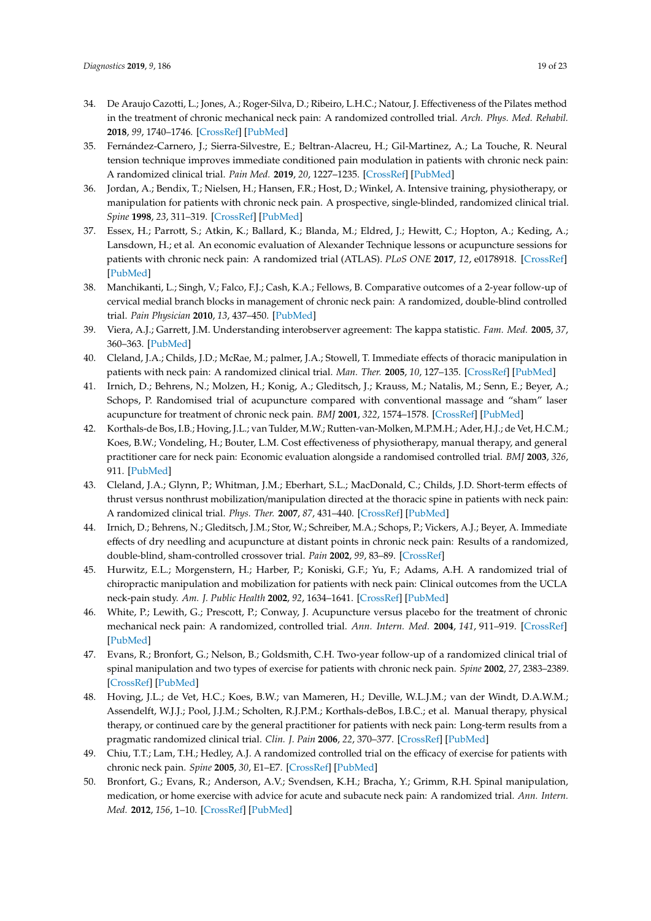34. De Araujo Cazotti, L.; Jones, A.; Roger-Silva, D.; Ribeiro, L.H.C.; Natour, J. Effectiveness of the Pilates method in the treatment of chronic mechanical neck pain: A randomized controlled trial. *Arch. Phys. Med. Rehabil.* **2018**, *99*, 1740–1746. [CrossRef] [PubMed]
35. Fernández-Carnero, J.; Sierra-Silvestre, E.; Beltran-Alacreu, H.; Gil-Martinez, A.; La Touche, R. Neural tension technique improves immediate conditioned pain modulation in patients with chronic neck pain: A randomized clinical trial. *Pain Med.* **2019**, *20*, 1227–1235. [CrossRef] [PubMed]
36. Jordan, A.; Bendix, T.; Nielsen, H.; Hansen, F.R.; Host, D.; Winkel, A. Intensive training, physiotherapy, or manipulation for patients with chronic neck pain. A prospective, single-blinded, randomized clinical trial. *Spine* **1998**, *23*, 311–319. [CrossRef] [PubMed]
37. Essex, H.; Parrott, S.; Atkin, K.; Ballard, K.; Blanda, M.; Eldred, J.; Hewitt, C.; Hopton, A.; Keding, A.; Lansdown, H.; et al. An economic evaluation of Alexander Technique lessons or acupuncture sessions for patients with chronic neck pain: A randomized trial (ATLAS). *PLoS ONE* **2017**, *12*, e0178918. [CrossRef] [PubMed]
38. Manchikanti, L.; Singh, V.; Falco, F.J.; Cash, K.A.; Fellows, B. Comparative outcomes of a 2-year follow-up of cervical medial branch blocks in management of chronic neck pain: A randomized, double-blind controlled trial. *Pain Physician* **2010**, *13*, 437–450. [PubMed]
39. Viera, A.J.; Garrett, J.M. Understanding interobserver agreement: The kappa statistic. *Fam. Med.* **2005**, *37*, 360–363. [PubMed]
40. Cleland, J.A.; Childs, J.D.; McRae, M.; palmer, J.A.; Stowell, T. Immediate effects of thoracic manipulation in patients with neck pain: A randomized clinical trial. *Man. Ther.* **2005**, *10*, 127–135. [CrossRef] [PubMed]
41. Irnich, D.; Behrens, N.; Molzen, H.; Konig, A.; Gleditsch, J.; Krauss, M.; Natalis, M.; Senn, E.; Beyer, A.; Schops, P. Randomised trial of acupuncture compared with conventional massage and "sham" laser acupuncture for treatment of chronic neck pain. *BMJ* **2001**, *322*, 1574–1578. [CrossRef] [PubMed]
42. Korthals-de Bos, I.B.; Hoving, J.L.; van Tulder, M.W.; Rutten-van-Molken, M.P.M.H.; Ader, H.J.; de Vet, H.C.M.; Koes, B.W.; Vondeling, H.; Bouter, L.M. Cost effectiveness of physiotherapy, manual therapy, and general practitioner care for neck pain: Economic evaluation alongside a randomised controlled trial. *BMJ* **2003**, *326*, 911. [PubMed]
43. Cleland, J.A.; Glynn, P.; Whitman, J.M.; Eberhart, S.L.; MacDonald, C.; Childs, J.D. Short-term effects of thrust versus nonthrust mobilization/manipulation directed at the thoracic spine in patients with neck pain: A randomized clinical trial. *Phys. Ther.* **2007**, *87*, 431–440. [CrossRef] [PubMed]
44. Irnich, D.; Behrens, N.; Gleditsch, J.M.; Stor, W.; Schreiber, M.A.; Schops, P.; Vickers, A.J.; Beyer, A. Immediate effects of dry needling and acupuncture at distant points in chronic neck pain: Results of a randomized, double-blind, sham-controlled crossover trial. *Pain* **2002**, *99*, 83–89. [CrossRef]
45. Hurwitz, E.L.; Morgenstern, H.; Harber, P.; Koniski, G.F.; Yu, F.; Adams, A.H. A randomized trial of chiropractic manipulation and mobilization for patients with neck pain: Clinical outcomes from the UCLA neck-pain study. *Am. J. Public Health* **2002**, *92*, 1634–1641. [CrossRef] [PubMed]
46. White, P.; Lewith, G.; Prescott, P.; Conway, J. Acupuncture versus placebo for the treatment of chronic mechanical neck pain: A randomized, controlled trial. *Ann. Intern. Med.* **2004**, *141*, 911–919. [CrossRef] [PubMed]
47. Evans, R.; Bronfort, G.; Nelson, B.; Goldsmith, C.H. Two-year follow-up of a randomized clinical trial of spinal manipulation and two types of exercise for patients with chronic neck pain. *Spine* **2002**, *27*, 2383–2389. [CrossRef] [PubMed]
48. Hoving, J.L.; de Vet, H.C.; Koes, B.W.; van Mameren, H.; Deville, W.L.J.M.; van der Windt, D.A.W.M.; Assendelft, W.J.J.; Pool, J.J.M.; Scholten, R.J.P.M.; Korthals-deBos, I.B.C.; et al. Manual therapy, physical therapy, or continued care by the general practitioner for patients with neck pain: Long-term results from a pragmatic randomized clinical trial. *Clin. J. Pain* **2006**, *22*, 370–377. [CrossRef] [PubMed]
49. Chiu, T.T.; Lam, T.H.; Hedley, A.J. A randomized controlled trial on the efficacy of exercise for patients with chronic neck pain. *Spine* **2005**, *30*, E1–E7. [CrossRef] [PubMed]
50. Bronfort, G.; Evans, R.; Anderson, A.V.; Svendsen, K.H.; Bracha, Y.; Grimm, R.H. Spinal manipulation, medication, or home exercise with advice for acute and subacute neck pain: A randomized trial. *Ann. Intern. Med.* **2012**, *156*, 1–10. [CrossRef] [PubMed]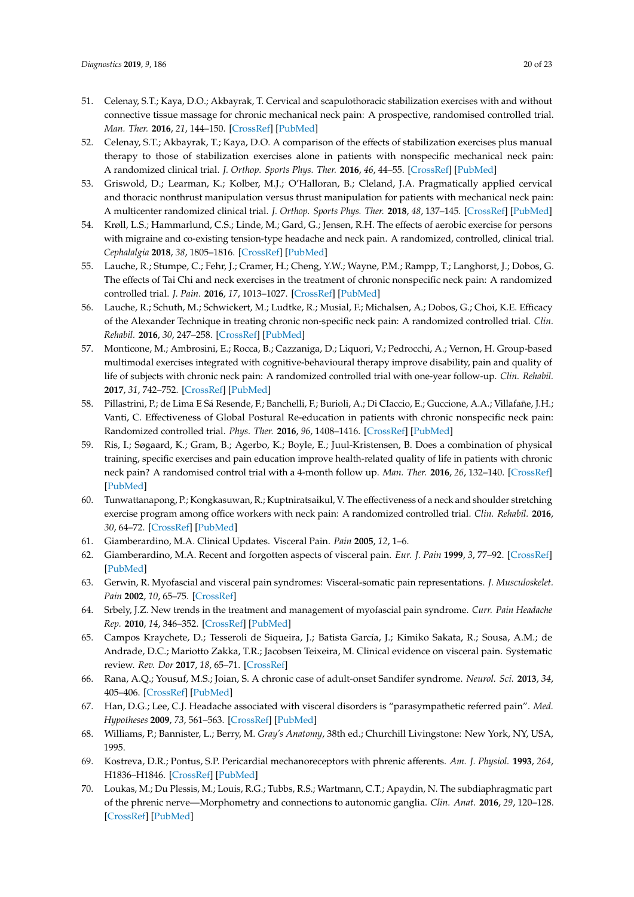51. Celenay, S.T.; Kaya, D.O.; Akbayrak, T. Cervical and scapulothoracic stabilization exercises with and without connective tissue massage for chronic mechanical neck pain: A prospective, randomised controlled trial. *Man. Ther.* **2016**, *21*, 144–150. [CrossRef] [PubMed]
52. Celenay, S.T.; Akbayrak, T.; Kaya, D.O. A comparison of the effects of stabilization exercises plus manual therapy to those of stabilization exercises alone in patients with nonspecific mechanical neck pain: A randomized clinical trial. *J. Orthop. Sports Phys. Ther.* **2016**, *46*, 44–55. [CrossRef] [PubMed]
53. Griswold, D.; Learman, K.; Kolber, M.J.; O'Halloran, B.; Cleland, J.A. Pragmatically applied cervical and thoracic nonthrust manipulation versus thrust manipulation for patients with mechanical neck pain: A multicenter randomized clinical trial. *J. Orthop. Sports Phys. Ther.* **2018**, *48*, 137–145. [CrossRef] [PubMed]
54. Krøll, L.S.; Hammarlund, C.S.; Linde, M.; Gard, G.; Jensen, R.H. The effects of aerobic exercise for persons with migraine and co-existing tension-type headache and neck pain. A randomized, controlled, clinical trial. *Cephalalgia* **2018**, *38*, 1805–1816. [CrossRef] [PubMed]
55. Lauche, R.; Stumpe, C.; Fehr, J.; Cramer, H.; Cheng, Y.W.; Wayne, P.M.; Rampp, T.; Langhorst, J.; Dobos, G. The effects of Tai Chi and neck exercises in the treatment of chronic nonspecific neck pain: A randomized controlled trial. *J. Pain.* **2016**, *17*, 1013–1027. [CrossRef] [PubMed]
56. Lauche, R.; Schuth, M.; Schwickert, M.; Ludtke, R.; Musial, F.; Michalsen, A.; Dobos, G.; Choi, K.E. Efficacy of the Alexander Technique in treating chronic non-specific neck pain: A randomized controlled trial. *Clin. Rehabil.* **2016**, *30*, 247–258. [CrossRef] [PubMed]
57. Monticone, M.; Ambrosini, E.; Rocca, B.; Cazzaniga, D.; Liquori, V.; Pedrocchi, A.; Vernon, H. Group-based multimodal exercises integrated with cognitive-behavioural therapy improve disability, pain and quality of life of subjects with chronic neck pain: A randomized controlled trial with one-year follow-up. *Clin. Rehabil.* **2017**, *31*, 742–752. [CrossRef] [PubMed]
58. Pillastrini, P.; de Lima E Sá Resende, F.; Banchelli, F.; Burioli, A.; Di CIaccio, E.; Guccione, A.A.; Villafañe, J.H.; Vanti, C. Effectiveness of Global Postural Re-education in patients with chronic nonspecific neck pain: Randomized controlled trial. *Phys. Ther.* **2016**, *96*, 1408–1416. [CrossRef] [PubMed]
59. Ris, I.; Søgaard, K.; Gram, B.; Agerbo, K.; Boyle, E.; Juul-Kristensen, B. Does a combination of physical training, specific exercises and pain education improve health-related quality of life in patients with chronic neck pain? A randomised control trial with a 4-month follow up. *Man. Ther.* **2016**, *26*, 132–140. [CrossRef] [PubMed]
60. Tunwattanapong, P.; Kongkasuwan, R.; Kuptniratsaikul, V. The effectiveness of a neck and shoulder stretching exercise program among office workers with neck pain: A randomized controlled trial. *Clin. Rehabil.* **2016**, *30*, 64–72. [CrossRef] [PubMed]
61. Giamberardino, M.A. Clinical Updates. Visceral Pain. *Pain* **2005**, *12*, 1–6.
62. Giamberardino, M.A. Recent and forgotten aspects of visceral pain. *Eur. J. Pain* **1999**, *3*, 77–92. [CrossRef] [PubMed]
63. Gerwin, R. Myofascial and visceral pain syndromes: Visceral-somatic pain representations. *J. Musculoskelet. Pain* **2002**, *10*, 65–75. [CrossRef]
64. Srbely, J.Z. New trends in the treatment and management of myofascial pain syndrome. *Curr. Pain Headache Rep.* **2010**, *14*, 346–352. [CrossRef] [PubMed]
65. Campos Kraychete, D.; Tesseroli de Siqueira, J.; Batista García, J.; Kimiko Sakata, R.; Sousa, A.M.; de Andrade, D.C.; Mariotto Zakka, T.R.; Jacobsen Teixeira, M. Clinical evidence on visceral pain. Systematic review. *Rev. Dor* **2017**, *18*, 65–71. [CrossRef]
66. Rana, A.Q.; Yousuf, M.S.; Joian, S. A chronic case of adult-onset Sandifer syndrome. *Neurol. Sci.* **2013**, *34*, 405–406. [CrossRef] [PubMed]
67. Han, D.G.; Lee, C.J. Headache associated with visceral disorders is "parasympathetic referred pain". *Med. Hypotheses* **2009**, *73*, 561–563. [CrossRef] [PubMed]
68. Williams, P.; Bannister, L.; Berry, M. *Gray's Anatomy*, 38th ed.; Churchill Livingstone: New York, NY, USA, 1995.
69. Kostreva, D.R.; Pontus, S.P. Pericardial mechanoreceptors with phrenic afferents. *Am. J. Physiol.* **1993**, *264*, H1836–H1846. [CrossRef] [PubMed]
70. Loukas, M.; Du Plessis, M.; Louis, R.G.; Tubbs, R.S.; Wartmann, C.T.; Apaydin, N. The subdiaphragmatic part of the phrenic nerve—Morphometry and connections to autonomic ganglia. *Clin. Anat.* **2016**, *29*, 120–128. [CrossRef] [PubMed]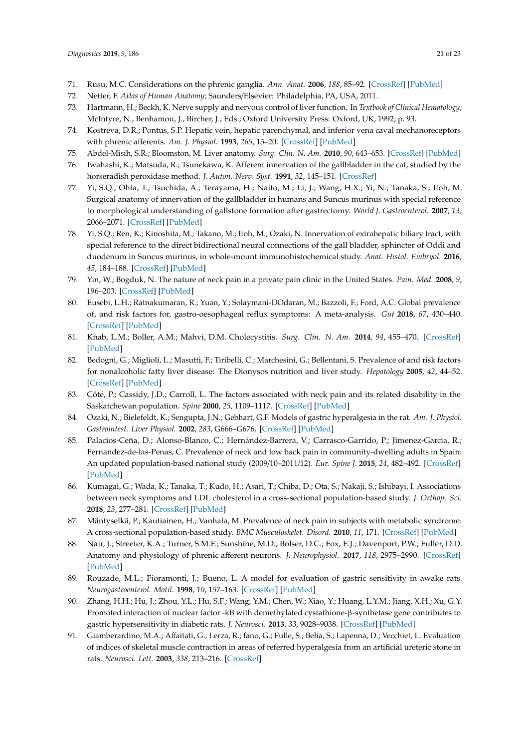71. Rusu, M.C. Considerations on the phrenic ganglia. *Ann. Anat.* **2006**, *188*, 85–92. [CrossRef] [PubMed]
72. Netter, F. *Atlas of Human Anatomy*; Saunders/Elsevier: Philadelphia, PA, USA, 2011.
73. Hartmann, H.; Beckh, K. Nerve supply and nervous control of liver function. In *Textbook of Clinical Hematology*; McIntyre, N., Benhamou, J., Bircher, J., Eds.; Oxford University Press: Oxford, UK, 1992; p. 93.
74. Kostreva, D.R.; Pontus, S.P. Hepatic vein, hepatic parenchymal, and inferior vena caval mechanoreceptors with phrenic afferents. *Am. J. Physiol.* **1993**, *265*, 15–20. [CrossRef] [PubMed]
75. Abdel-Misih, S.R.; Bloomston, M. Liver anatomy. *Surg. Clin. N. Am.* **2010**, *90*, 643–653. [CrossRef] [PubMed]
76. Iwahashi, K.; Matsuda, R.; Tsunekawa, K. Afferent innervation of the gallbladder in the cat, studied by the horseradish peroxidase method. *J. Auton. Nerv. Syst.* **1991**, *32*, 145–151. [CrossRef]
77. Yi, S.Q.; Ohta, T.; Tsuchida, A.; Terayama, H.; Naito, M.; Li, J.; Wang, H.X.; Yi, N.; Tanaka, S.; Itoh, M. Surgical anatomy of innervation of the gallbladder in humans and Suncus murinus with special reference to morphological understanding of gallstone formation after gastrectomy. *World J. Gastroenterol.* **2007**, *13*, 2066–2071. [CrossRef] [PubMed]
78. Yi, S.Q.; Ren, K.; Kinoshita, M.; Takano, M.; Itoh, M.; Ozaki, N. Innervation of extrahepatic biliary tract, with special reference to the direct bidirectional neural connections of the gall bladder, sphincter of Oddi and duodenum in Suncus murinus, in whole-mount immunohistochemical study. *Anat. Histol. Embryol.* **2016**, *45*, 184–188. [CrossRef] [PubMed]
79. Yin, W.; Bogduk, N. The nature of neck pain in a private pain clinic in the United States. *Pain. Med.* **2008**, *9*, 196–203. [CrossRef] [PubMed]
80. Eusebi, L.H.; Ratnakumaran, R.; Yuan, Y.; Solaymani-DOdaran, M.; Bazzoli, F.; Ford, A.C. Global prevalence of, and risk factors for, gastro-oesophageal reflux symptoms: A meta-analysis. *Gut* **2018**, *67*, 430–440. [CrossRef] [PubMed]
81. Knab, L.M.; Boller, A.M.; Mahvi, D.M. Cholecystitis. *Surg. Clin. N. Am.* **2014**, *94*, 455–470. [CrossRef] [PubMed]
82. Bedogni, G.; Miglioli, L.; Masutti, F.; Tiribelli, C.; Marchesini, G.; Bellentani, S. Prevalence of and risk factors for nonalcoholic fatty liver disease: The Dionysos nutrition and liver study. *Hepatology* **2005**, *42*, 44–52. [CrossRef] [PubMed]
83. Côté, P.; Cassidy, J.D.; Carroll, L. The factors associated with neck pain and its related disability in the Saskatchewan population. *Spine* **2000**, *25*, 1109–1117. [CrossRef] [PubMed]
84. Ozaki, N.; Bielefeldt, K.; Sengupta, J.N.; Gebhart, G.F. Models of gastric hyperalgesia in the rat. *Am. J. Physiol. Gastrointest. Liver Physiol.* **2002**, *283*, G666–G676. [CrossRef] [PubMed]
85. Palacios-Ceña, D.; Alonso-Blanco, C.; Hernández-Barrera, V.; Carrasco-Garrido, P.; Jimenez-Garcia, R.; Fernandez-de-las-Penas, C. Prevalence of neck and low back pain in community-dwelling adults in Spain: An updated population-based national study (2009/10–2011/12). *Eur. Spine J.* **2015**, *24*, 482–492. [CrossRef] [PubMed]
86. Kumagai, G.; Wada, K.; Tanaka, T.; Kudo, H.; Asari, T.; Chiba, D.; Ota, S.; Nakaji, S.; Ishibayi, I. Associations between neck symptoms and LDL cholesterol in a cross-sectional population-based study. *J. Orthop. Sci.* **2018**, *23*, 277–281. [CrossRef] [PubMed]
87. Mäntyselkä, P.; Kautiainen, H.; Vanhala, M. Prevalence of neck pain in subjects with metabolic syndrome: A cross-sectional population-based study. *BMC Musculoskelet. Disord.* **2010**, *11*, 171. [CrossRef] [PubMed]
88. Nair, J.; Streeter, K.A.; Turner, S.M.F.; Sunshine, M.D.; Bolser, D.C.; Fox, E.J.; Davenport, P.W.; Fuller, D.D. Anatomy and physiology of phrenic afferent neurons. *J. Neurophysiol.* **2017**, *118*, 2975–2990. [CrossRef] [PubMed]
89. Rouzade, M.L.; Fioramonti, J.; Bueno, L. A model for evaluation of gastric sensitivity in awake rats. *Neurogastroenterol. Motil.* **1998**, *10*, 157–163. [CrossRef] [PubMed]
90. Zhang, H.H.; Hu, J.; Zhou, Y.L.; Hu, S.F.; Wang, Y.M.; Chen, W.; Xiao, Y.; Huang, L.Y.M.; Jiang, X.H.; Xu, G.Y. Promoted interaction of nuclear factor -kB with demethylated cystathione-β-synthetase gene contributes to gastric hypersensitivity in diabetic rats. *J. Neurosci.* **2013**, *33*, 9028–9038. [CrossRef] [PubMed]
91. Giamberardino, M.A.; Affaitati, G.; Lerza, R.; fano, G.; Fulle, S.; Belia, S.; Lapenna, D.; Vecchiet, L. Evaluation of indices of skeletal muscle contraction in areas of referred hyperalgesia from an artificial ureteric stone in rats. *Neurosci. Lett.* **2003**, *338*, 213–216. [CrossRef]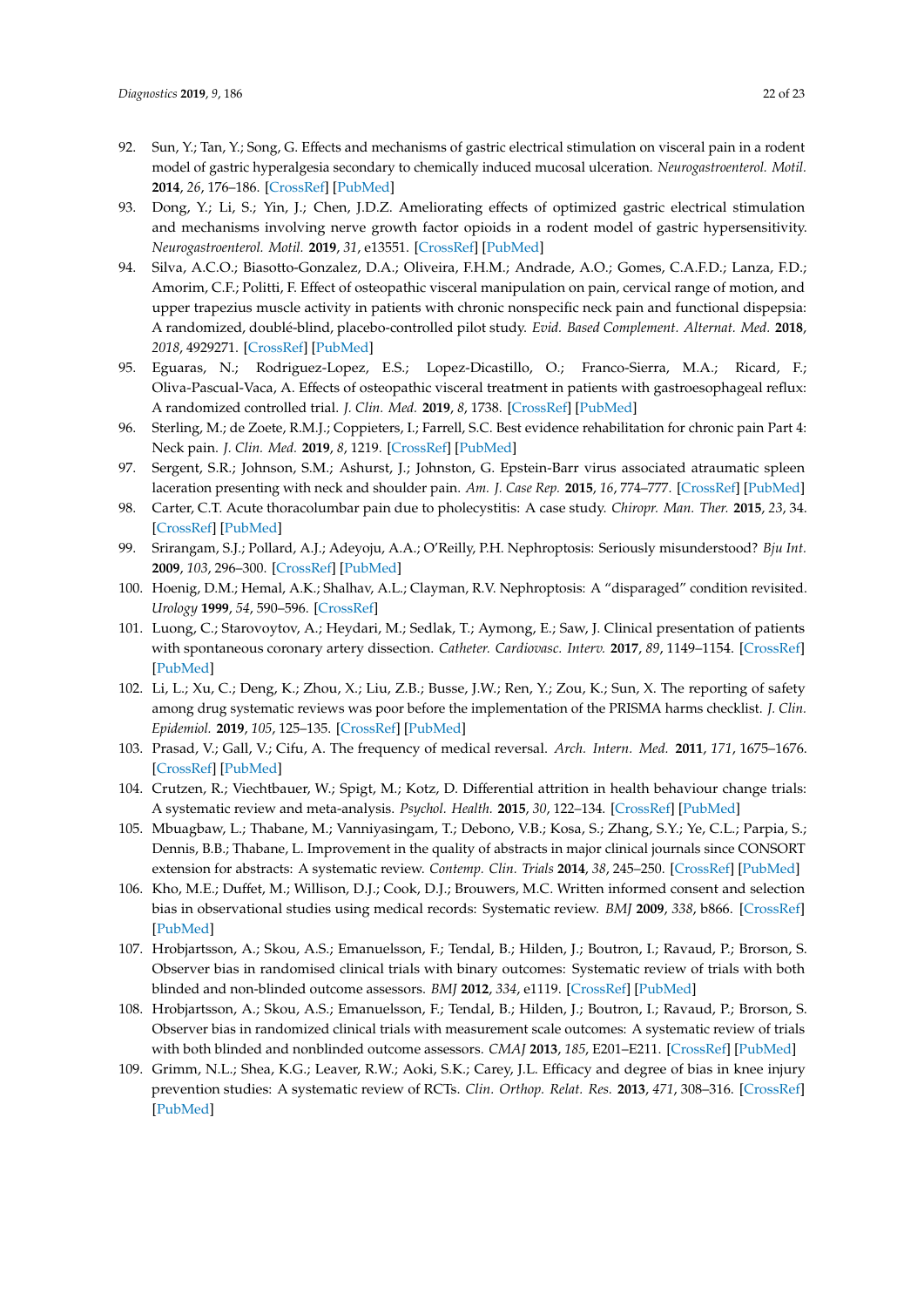92. Sun, Y.; Tan, Y.; Song, G. Effects and mechanisms of gastric electrical stimulation on visceral pain in a rodent model of gastric hyperalgesia secondary to chemically induced mucosal ulceration. *Neurogastroenterol. Motil.* **2014**, *26*, 176–186. [CrossRef] [PubMed]
93. Dong, Y.; Li, S.; Yin, J.; Chen, J.D.Z. Ameliorating effects of optimized gastric electrical stimulation and mechanisms involving nerve growth factor opioids in a rodent model of gastric hypersensitivity. *Neurogastroenterol. Motil.* **2019**, *31*, e13551. [CrossRef] [PubMed]
94. Silva, A.C.O.; Biasotto-Gonzalez, D.A.; Oliveira, F.H.M.; Andrade, A.O.; Gomes, C.A.F.D.; Lanza, F.D.; Amorim, C.F.; Politti, F. Effect of osteopathic visceral manipulation on pain, cervical range of motion, and upper trapezius muscle activity in patients with chronic nonspecific neck pain and functional dispepsia: A randomized, doublé-blind, placebo-controlled pilot study. *Evid. Based Complement. Alternat. Med.* **2018**, *2018*, 4929271. [CrossRef] [PubMed]
95. Eguaras, N.; Rodriguez-Lopez, E.S.; Lopez-Dicastillo, O.; Franco-Sierra, M.A.; Ricard, F.; Oliva-Pascual-Vaca, A. Effects of osteopathic visceral treatment in patients with gastroesophageal reflux: A randomized controlled trial. *J. Clin. Med.* **2019**, *8*, 1738. [CrossRef] [PubMed]
96. Sterling, M.; de Zoete, R.M.J.; Coppieters, I.; Farrell, S.C. Best evidence rehabilitation for chronic pain Part 4: Neck pain. *J. Clin. Med.* **2019**, *8*, 1219. [CrossRef] [PubMed]
97. Sergent, S.R.; Johnson, S.M.; Ashurst, J.; Johnston, G. Epstein-Barr virus associated atraumatic spleen laceration presenting with neck and shoulder pain. *Am. J. Case Rep.* **2015**, *16*, 774–777. [CrossRef] [PubMed]
98. Carter, C.T. Acute thoracolumbar pain due to pholecystitis: A case study. *Chiropr. Man. Ther.* **2015**, *23*, 34. [CrossRef] [PubMed]
99. Srirangam, S.J.; Pollard, A.J.; Adeyoju, A.A.; O'Reilly, P.H. Nephroptosis: Seriously misunderstood? *Bju Int.* **2009**, *103*, 296–300. [CrossRef] [PubMed]
100. Hoenig, D.M.; Hemal, A.K.; Shalhav, A.L.; Clayman, R.V. Nephroptosis: A "disparaged" condition revisited. *Urology* **1999**, *54*, 590–596. [CrossRef]
101. Luong, C.; Starovoytov, A.; Heydari, M.; Sedlak, T.; Aymong, E.; Saw, J. Clinical presentation of patients with spontaneous coronary artery dissection. *Catheter. Cardiovasc. Interv.* **2017**, *89*, 1149–1154. [CrossRef] [PubMed]
102. Li, L.; Xu, C.; Deng, K.; Zhou, X.; Liu, Z.B.; Busse, J.W.; Ren, Y.; Zou, K.; Sun, X. The reporting of safety among drug systematic reviews was poor before the implementation of the PRISMA harms checklist. *J. Clin. Epidemiol.* **2019**, *105*, 125–135. [CrossRef] [PubMed]
103. Prasad, V.; Gall, V.; Cifu, A. The frequency of medical reversal. *Arch. Intern. Med.* **2011**, *171*, 1675–1676. [CrossRef] [PubMed]
104. Crutzen, R.; Viechtbauer, W.; Spigt, M.; Kotz, D. Differential attrition in health behaviour change trials: A systematic review and meta-analysis. *Psychol. Health.* **2015**, *30*, 122–134. [CrossRef] [PubMed]
105. Mbuagbaw, L.; Thabane, M.; Vanniyasingam, T.; Debono, V.B.; Kosa, S.; Zhang, S.Y.; Ye, C.L.; Parpia, S.; Dennis, B.B.; Thabane, L. Improvement in the quality of abstracts in major clinical journals since CONSORT extension for abstracts: A systematic review. *Contemp. Clin. Trials* **2014**, *38*, 245–250. [CrossRef] [PubMed]
106. Kho, M.E.; Duffet, M.; Willison, D.J.; Cook, D.J.; Brouwers, M.C. Written informed consent and selection bias in observational studies using medical records: Systematic review. *BMJ* **2009**, *338*, b866. [CrossRef] [PubMed]
107. Hrobjartsson, A.; Skou, A.S.; Emanuelsson, F.; Tendal, B.; Hilden, J.; Boutron, I.; Ravaud, P.; Brorson, S. Observer bias in randomised clinical trials with binary outcomes: Systematic review of trials with both blinded and non-blinded outcome assessors. *BMJ* **2012**, *334*, e1119. [CrossRef] [PubMed]
108. Hrobjartsson, A.; Skou, A.S.; Emanuelsson, F.; Tendal, B.; Hilden, J.; Boutron, I.; Ravaud, P.; Brorson, S. Observer bias in randomized clinical trials with measurement scale outcomes: A systematic review of trials with both blinded and nonblinded outcome assessors. *CMAJ* **2013**, *185*, E201–E211. [CrossRef] [PubMed]
109. Grimm, N.L.; Shea, K.G.; Leaver, R.W.; Aoki, S.K.; Carey, J.L. Efficacy and degree of bias in knee injury prevention studies: A systematic review of RCTs. *Clin. Orthop. Relat. Res.* **2013**, *471*, 308–316. [CrossRef] [PubMed]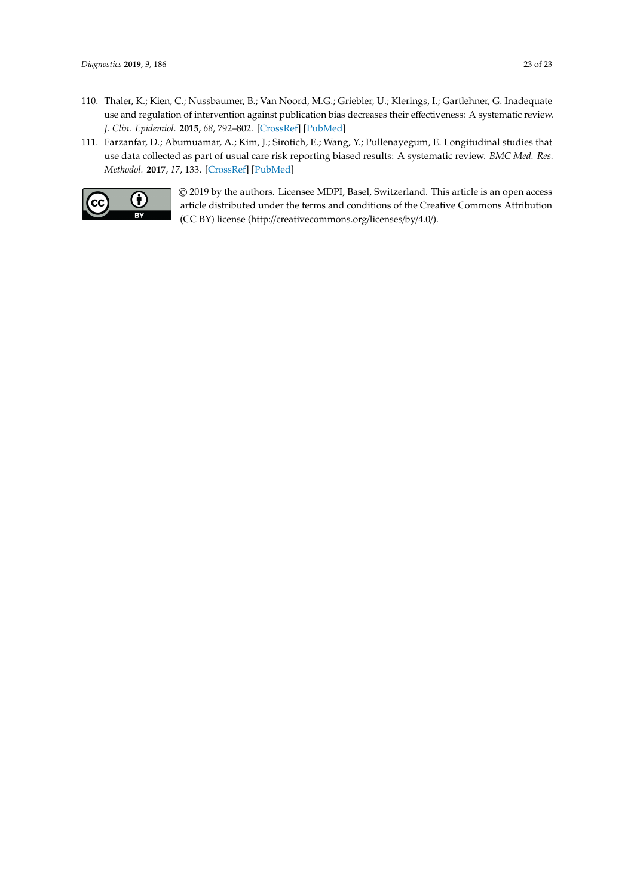110. Thaler, K.; Kien, C.; Nussbaumer, B.; Van Noord, M.G.; Griebler, U.; Klerings, I.; Gartlehner, G. Inadequate use and regulation of intervention against publication bias decreases their effectiveness: A systematic review. *J. Clin. Epidemiol.* **2015**, *68*, 792–802. [CrossRef] [PubMed]
111. Farzanfar, D.; Abumuamar, A.; Kim, J.; Sirotich, E.; Wang, Y.; Pullenayegum, E. Longitudinal studies that use data collected as part of usual care risk reporting biased results: A systematic review. *BMC Med. Res. Methodol.* **2017**, *17*, 133. [CrossRef] [PubMed]

© 2019 by the authors. Licensee MDPI, Basel, Switzerland. This article is an open access article distributed under the terms and conditions of the Creative Commons Attribution (CC BY) license (http://creativecommons.org/licenses/by/4.0/).